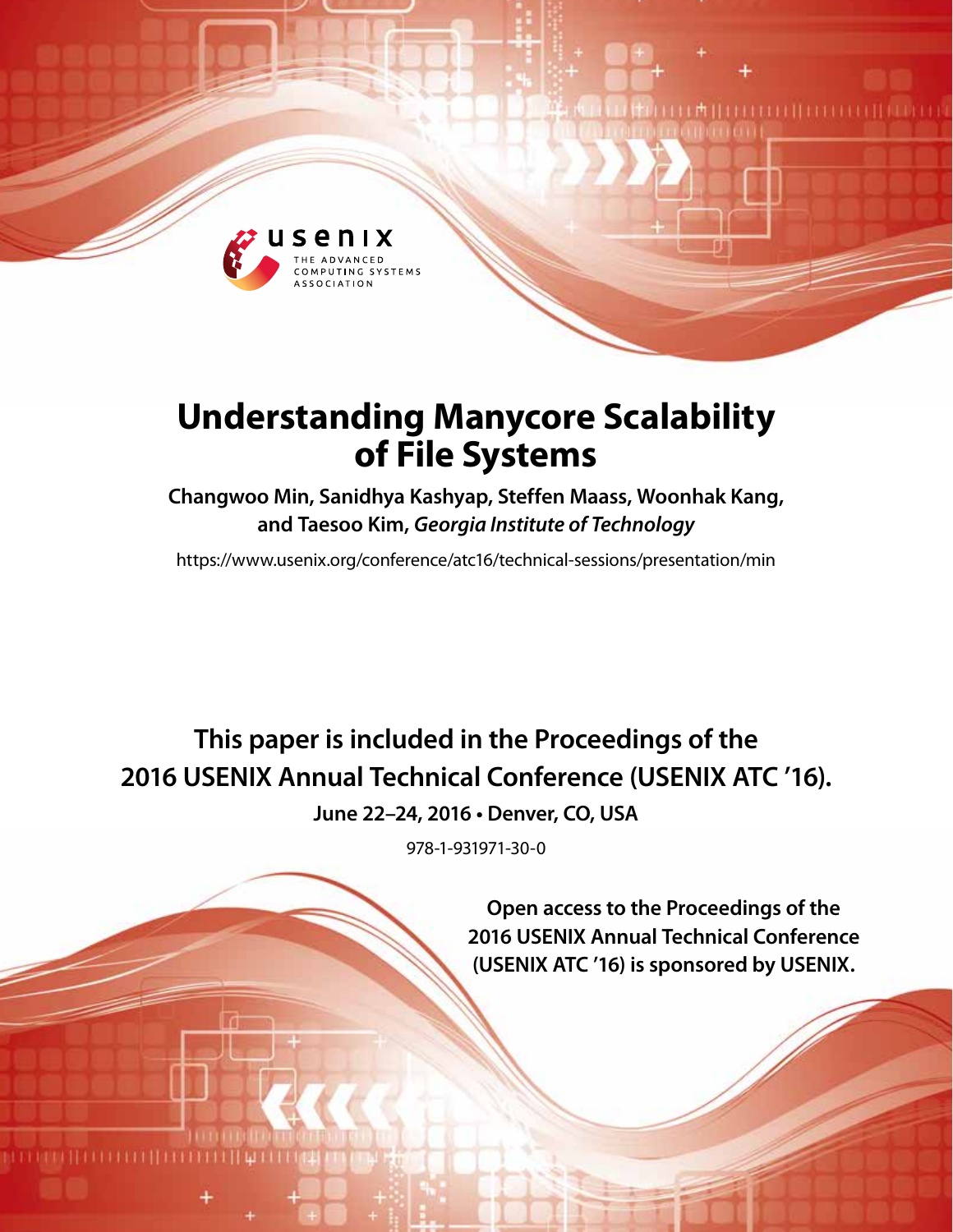# Understanding Manycore Scalability of File Systems

**Changwoo Min, Sanidhya Kashyap, Steffen Maass, Woonhak Kang, and Taesoo Kim,** ***Georgia Institute of Technology***

https://www.usenix.org/conference/atc16/technical-sessions/presentation/min

**This paper is included in the Proceedings of the 2016 USENIX Annual Technical Conference (USENIX ATC '16).**

**June 22–24, 2016 • Denver, CO, USA**

978-1-931971-30-0

**Open access to the Proceedings of the 2016 USENIX Annual Technical Conference (USENIX ATC '16) is sponsored by USENIX.**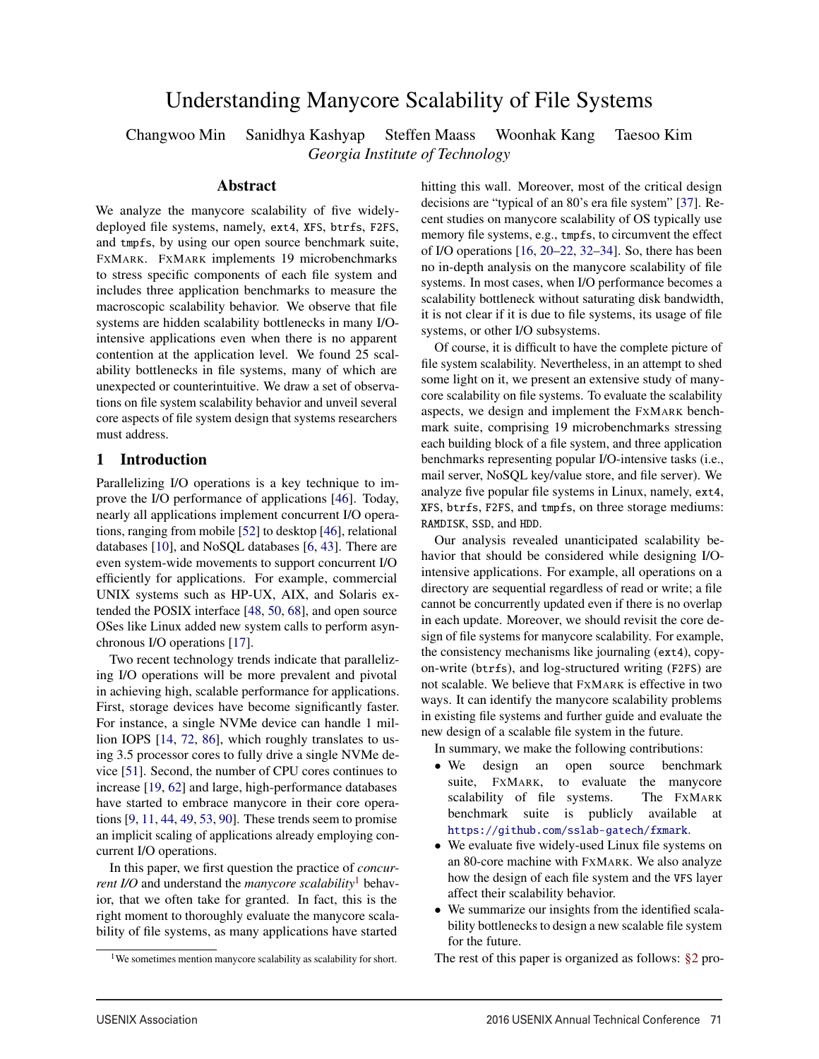# Understanding Manycore Scalability of File Systems

Changwoo Min   Sanidhya Kashyap   Steffen Maass   Woonhak Kang   Taesoo Kim

*Georgia Institute of Technology*

## Abstract

We analyze the manycore scalability of five widely-deployed file systems, namely, ext4, XFS, btrfs, F2FS, and tmpfs, by using our open source benchmark suite, FxMark. FxMark implements 19 microbenchmarks to stress specific components of each file system and includes three application benchmarks to measure the macroscopic scalability behavior. We observe that file systems are hidden scalability bottlenecks in many I/O-intensive applications even when there is no apparent contention at the application level. We found 25 scalability bottlenecks in file systems, many of which are unexpected or counterintuitive. We draw a set of observations on file system scalability behavior and unveil several core aspects of file system design that systems researchers must address.

## 1 Introduction

Parallelizing I/O operations is a key technique to improve the I/O performance of applications [46]. Today, nearly all applications implement concurrent I/O operations, ranging from mobile [52] to desktop [46], relational databases [10], and NoSQL databases [6, 43]. There are even system-wide movements to support concurrent I/O efficiently for applications. For example, commercial UNIX systems such as HP-UX, AIX, and Solaris extended the POSIX interface [48, 50, 68], and open source OSes like Linux added new system calls to perform asynchronous I/O operations [17].

Two recent technology trends indicate that parallelizing I/O operations will be more prevalent and pivotal in achieving high, scalable performance for applications. First, storage devices have become significantly faster. For instance, a single NVMe device can handle 1 million IOPS [14, 72, 86], which roughly translates to using 3.5 processor cores to fully drive a single NVMe device [51]. Second, the number of CPU cores continues to increase [19, 62] and large, high-performance databases have started to embrace manycore in their core operations [9, 11, 44, 49, 53, 90]. These trends seem to promise an implicit scaling of applications already employing concurrent I/O operations.

In this paper, we first question the practice of *concurrent I/O* and understand the *manycore scalability*[1] behavior, that we often take for granted. In fact, this is the right moment to thoroughly evaluate the manycore scalability of file systems, as many applications have started hitting this wall. Moreover, most of the critical design decisions are "typical of an 80's era file system" [37]. Recent studies on manycore scalability of OS typically use memory file systems, e.g., tmpfs, to circumvent the effect of I/O operations [16, 20–22, 32–34]. So, there has been no in-depth analysis on the manycore scalability of file systems. In most cases, when I/O performance becomes a scalability bottleneck without saturating disk bandwidth, it is not clear if it is due to file systems, its usage of file systems, or other I/O subsystems.

Of course, it is difficult to have the complete picture of file system scalability. Nevertheless, in an attempt to shed some light on it, we present an extensive study of manycore scalability on file systems. To evaluate the scalability aspects, we design and implement the FxMark benchmark suite, comprising 19 microbenchmarks stressing each building block of a file system, and three application benchmarks representing popular I/O-intensive tasks (i.e., mail server, NoSQL key/value store, and file server). We analyze five popular file systems in Linux, namely, ext4, XFS, btrfs, F2FS, and tmpfs, on three storage mediums: RAMDISK, SSD, and HDD.

Our analysis revealed unanticipated scalability behavior that should be considered while designing I/O-intensive applications. For example, all operations on a directory are sequential regardless of read or write; a file cannot be concurrently updated even if there is no overlap in each update. Moreover, we should revisit the core design of file systems for manycore scalability. For example, the consistency mechanisms like journaling (ext4), copy-on-write (btrfs), and log-structured writing (F2FS) are not scalable. We believe that FxMark is effective in two ways. It can identify the manycore scalability problems in existing file systems and further guide and evaluate the new design of a scalable file system in the future.

In summary, we make the following contributions:

- We design an open source benchmark suite, FxMark, to evaluate the manycore scalability of file systems. The FxMark benchmark suite is publicly available at https://github.com/sslab-gatech/fxmark.
- We evaluate five widely-used Linux file systems on an 80-core machine with FxMark. We also analyze how the design of each file system and the VFS layer affect their scalability behavior.
- We summarize our insights from the identified scalability bottlenecks to design a new scalable file system for the future.

The rest of this paper is organized as follows: §2 pro-

[1] We sometimes mention manycore scalability as scalability for short.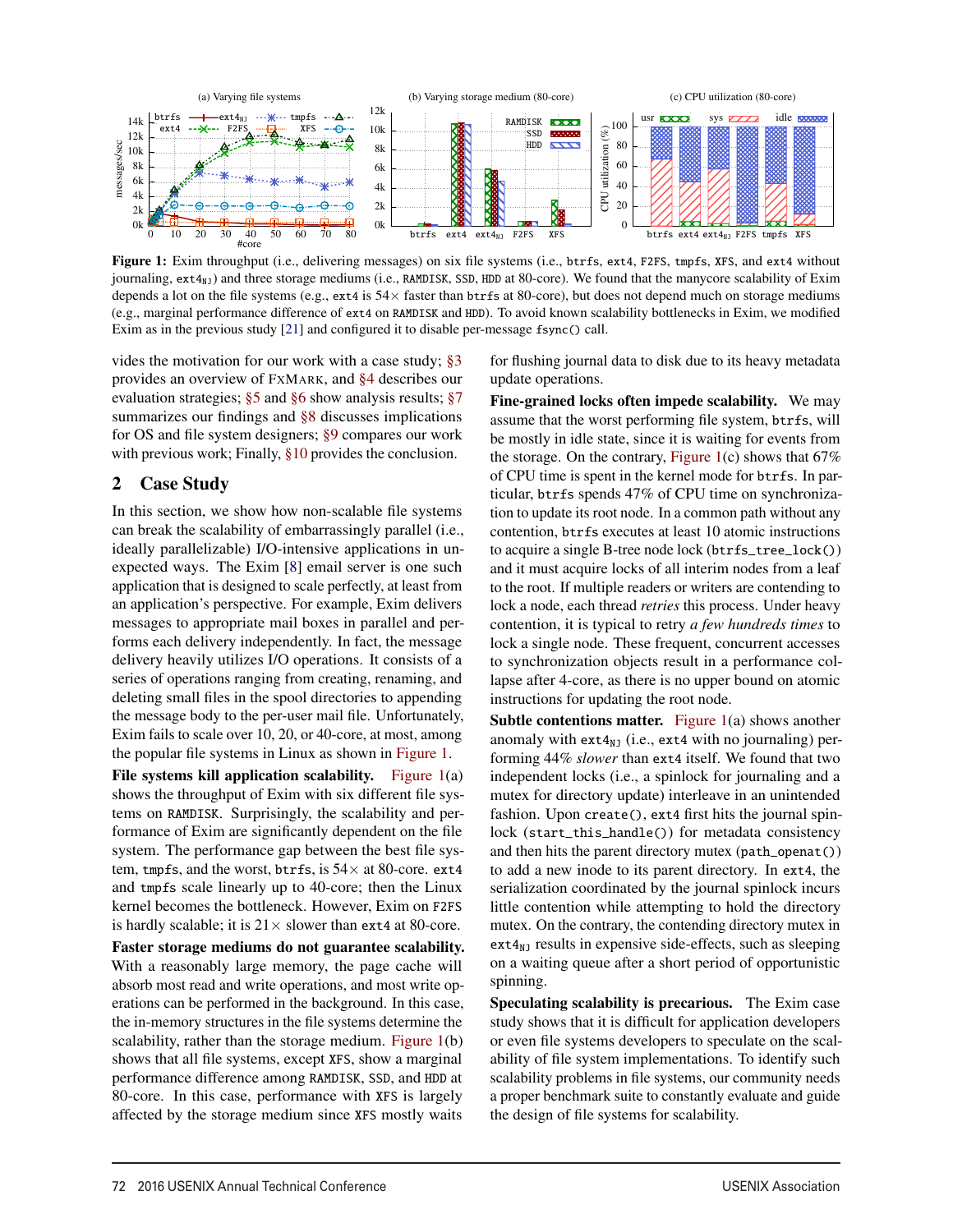Figure 1: Exim throughput (i.e., delivering messages) on six file systems (i.e., btrfs, ext4, F2FS, tmpfs, XFS, and ext4 without journaling, $ext4_{NJ}$) and three storage mediums (i.e., RAMDISK, SSD, HDD at 80-core). We found that the manycore scalability of Exim depends a lot on the file systems (e.g., ext4 is 54× faster than btrfs at 80-core), but does not depend much on storage mediums (e.g., marginal performance difference of ext4 on RAMDISK and HDD). To avoid known scalability bottlenecks in Exim, we modified Exim as in the previous study [21] and configured it to disable per-message fsync() call.

vides the motivation for our work with a case study; §3 provides an overview of FxMark, and §4 describes our evaluation strategies; §5 and §6 show analysis results; §7 summarizes our findings and §8 discusses implications for OS and file system designers; §9 compares our work with previous work; Finally, §10 provides the conclusion.

## 2 Case Study

In this section, we show how non-scalable file systems can break the scalability of embarrassingly parallel (i.e., ideally parallelizable) I/O-intensive applications in unexpected ways. The Exim [8] email server is one such application that is designed to scale perfectly, at least from an application's perspective. For example, Exim delivers messages to appropriate mail boxes in parallel and performs each delivery independently. In fact, the message delivery heavily utilizes I/O operations. It consists of a series of operations ranging from creating, renaming, and deleting small files in the spool directories to appending the message body to the per-user mail file. Unfortunately, Exim fails to scale over 10, 20, or 40-core, at most, among the popular file systems in Linux as shown in Figure 1.

**File systems kill application scalability.** Figure 1(a) shows the throughput of Exim with six different file systems on RAMDISK. Surprisingly, the scalability and performance of Exim are significantly dependent on the file system. The performance gap between the best file system, tmpfs, and the worst, btrfs, is 54× at 80-core. ext4 and tmpfs scale linearly up to 40-core; then the Linux kernel becomes the bottleneck. However, Exim on F2FS is hardly scalable; it is 21× slower than ext4 at 80-core.

**Faster storage mediums do not guarantee scalability.** With a reasonably large memory, the page cache will absorb most read and write operations, and most write operations can be performed in the background. In this case, the in-memory structures in the file systems determine the scalability, rather than the storage medium. Figure 1(b) shows that all file systems, except XFS, show a marginal performance difference among RAMDISK, SSD, and HDD at 80-core. In this case, performance with XFS is largely affected by the storage medium since XFS mostly waits for flushing journal data to disk due to its heavy metadata update operations.

**Fine-grained locks often impede scalability.** We may assume that the worst performing file system, btrfs, will be mostly in idle state, since it is waiting for events from the storage. On the contrary, Figure 1(c) shows that 67% of CPU time is spent in the kernel mode for btrfs. In particular, btrfs spends 47% of CPU time on synchronization to update its root node. In a common path without any contention, btrfs executes at least 10 atomic instructions to acquire a single B-tree node lock (btrfs_tree_lock()) and it must acquire locks of all interim nodes from a leaf to the root. If multiple readers or writers are contending to lock a node, each thread *retries* this process. Under heavy contention, it is typical to retry *a few hundreds times* to lock a single node. These frequent, concurrent accesses to synchronization objects result in a performance collapse after 4-core, as there is no upper bound on atomic instructions for updating the root node.

**Subtle contentions matter.** Figure 1(a) shows another anomaly with $ext4_{NJ}$ (i.e., ext4 with no journaling) performing 44% *slower* than ext4 itself. We found that two independent locks (i.e., a spinlock for journaling and a mutex for directory update) interleave in an unintended fashion. Upon create(), ext4 first hits the journal spinlock (start_this_handle()) for metadata consistency and then hits the parent directory mutex (path_openat()) to add a new inode to its parent directory. In ext4, the serialization coordinated by the journal spinlock incurs little contention while attempting to hold the directory mutex. On the contrary, the contending directory mutex in $ext4_{NJ}$ results in expensive side-effects, such as sleeping on a waiting queue after a short period of opportunistic spinning.

**Speculating scalability is precarious.** The Exim case study shows that it is difficult for application developers or even file systems developers to speculate on the scalability of file system implementations. To identify such scalability problems in file systems, our community needs a proper benchmark suite to constantly evaluate and guide the design of file systems for scalability.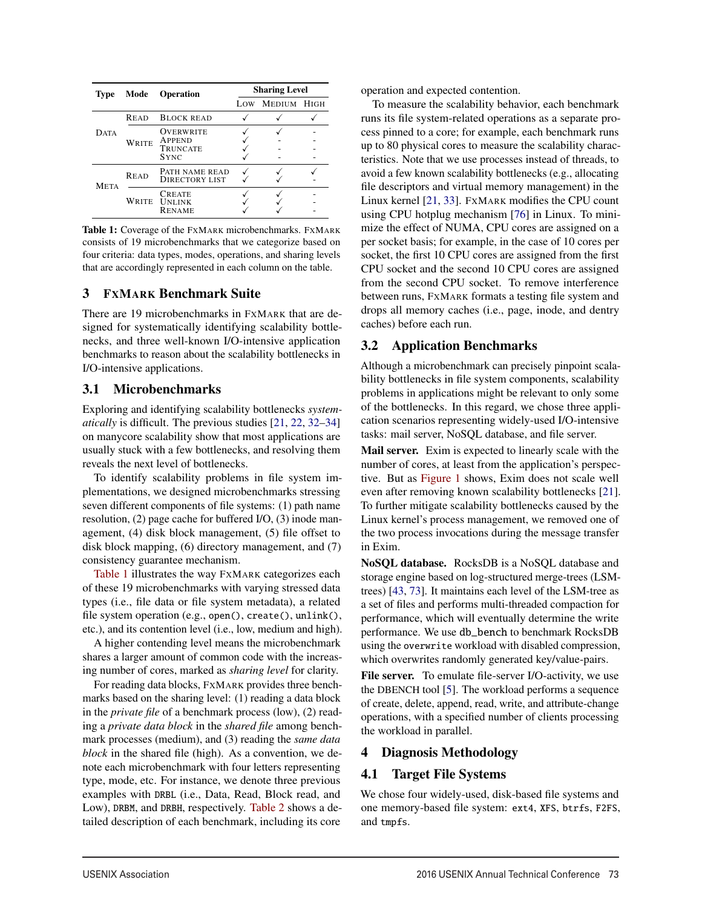| Type | Mode | Operation | Sharing Level | | |
|---|---|---|---|---|---|
| | | | Low | Medium | High |
| Data | Read | Block read | ✓ | ✓ | ✓ |
| | Write | Overwrite | ✓ | ✓ | - |
| | | Append | ✓ | - | - |
| | | Truncate | ✓ | - | - |
| | | Sync | ✓ | - | - |
| Meta | Read | Path name read | ✓ | ✓ | ✓ |
| | | Directory list | ✓ | ✓ | - |
| | Write | Create | ✓ | ✓ | - |
| | | Unlink | ✓ | ✓ | - |
| | | Rename | ✓ | ✓ | - |

**Table 1:** Coverage of the FxMark microbenchmarks. FxMark consists of 19 microbenchmarks that we categorize based on four criteria: data types, modes, operations, and sharing levels that are accordingly represented in each column on the table.

## 3 FxMark Benchmark Suite

There are 19 microbenchmarks in FxMark that are designed for systematically identifying scalability bottlenecks, and three well-known I/O-intensive application benchmarks to reason about the scalability bottlenecks in I/O-intensive applications.

### 3.1 Microbenchmarks

Exploring and identifying scalability bottlenecks *systematically* is difficult. The previous studies [21, 22, 32–34] on manycore scalability show that most applications are usually stuck with a few bottlenecks, and resolving them reveals the next level of bottlenecks.

To identify scalability problems in file system implementations, we designed microbenchmarks stressing seven different components of file systems: (1) path name resolution, (2) page cache for buffered I/O, (3) inode management, (4) disk block management, (5) file offset to disk block mapping, (6) directory management, and (7) consistency guarantee mechanism.

Table 1 illustrates the way FxMark categorizes each of these 19 microbenchmarks with varying stressed data types (i.e., file data or file system metadata), a related file system operation (e.g., `open()`, `create()`, `unlink()`, etc.), and its contention level (i.e., low, medium and high).

A higher contending level means the microbenchmark shares a larger amount of common code with the increasing number of cores, marked as *sharing level* for clarity.

For reading data blocks, FxMark provides three benchmarks based on the sharing level: (1) reading a data block in the *private file* of a benchmark process (low), (2) reading a *private data block* in the *shared file* among benchmark processes (medium), and (3) reading the *same data block* in the shared file (high). As a convention, we denote each microbenchmark with four letters representing type, mode, etc. For instance, we denote three previous examples with `DRBL` (i.e., Data, Read, Block read, and Low), `DRBM`, and `DRBH`, respectively. Table 2 shows a detailed description of each benchmark, including its core operation and expected contention.

To measure the scalability behavior, each benchmark runs its file system-related operations as a separate process pinned to a core; for example, each benchmark runs up to 80 physical cores to measure the scalability characteristics. Note that we use processes instead of threads, to avoid a few known scalability bottlenecks (e.g., allocating file descriptors and virtual memory management) in the Linux kernel [21, 33]. FxMark modifies the CPU count using CPU hotplug mechanism [76] in Linux. To minimize the effect of NUMA, CPU cores are assigned on a per socket basis; for example, in the case of 10 cores per socket, the first 10 CPU cores are assigned from the first CPU socket and the second 10 CPU cores are assigned from the second CPU socket. To remove interference between runs, FxMark formats a testing file system and drops all memory caches (i.e., page, inode, and dentry caches) before each run.

### 3.2 Application Benchmarks

Although a microbenchmark can precisely pinpoint scalability bottlenecks in file system components, scalability problems in applications might be relevant to only some of the bottlenecks. In this regard, we chose three application scenarios representing widely-used I/O-intensive tasks: mail server, NoSQL database, and file server.

**Mail server.** Exim is expected to linearly scale with the number of cores, at least from the application's perspective. But as Figure 1 shows, Exim does not scale well even after removing known scalability bottlenecks [21]. To further mitigate scalability bottlenecks caused by the Linux kernel's process management, we removed one of the two process invocations during the message transfer in Exim.

**NoSQL database.** RocksDB is a NoSQL database and storage engine based on log-structured merge-trees (LSM-trees) [43, 73]. It maintains each level of the LSM-tree as a set of files and performs multi-threaded compaction for performance, which will eventually determine the write performance. We use `db_bench` to benchmark RocksDB using the `overwrite` workload with disabled compression, which overwrites randomly generated key/value-pairs.

**File server.** To emulate file-server I/O-activity, we use the DBENCH tool [5]. The workload performs a sequence of create, delete, append, read, write, and attribute-change operations, with a specified number of clients processing the workload in parallel.

## 4 Diagnosis Methodology

### 4.1 Target File Systems

We chose four widely-used, disk-based file systems and one memory-based file system: `ext4`, `XFS`, `btrfs`, `F2FS`, and `tmpfs`.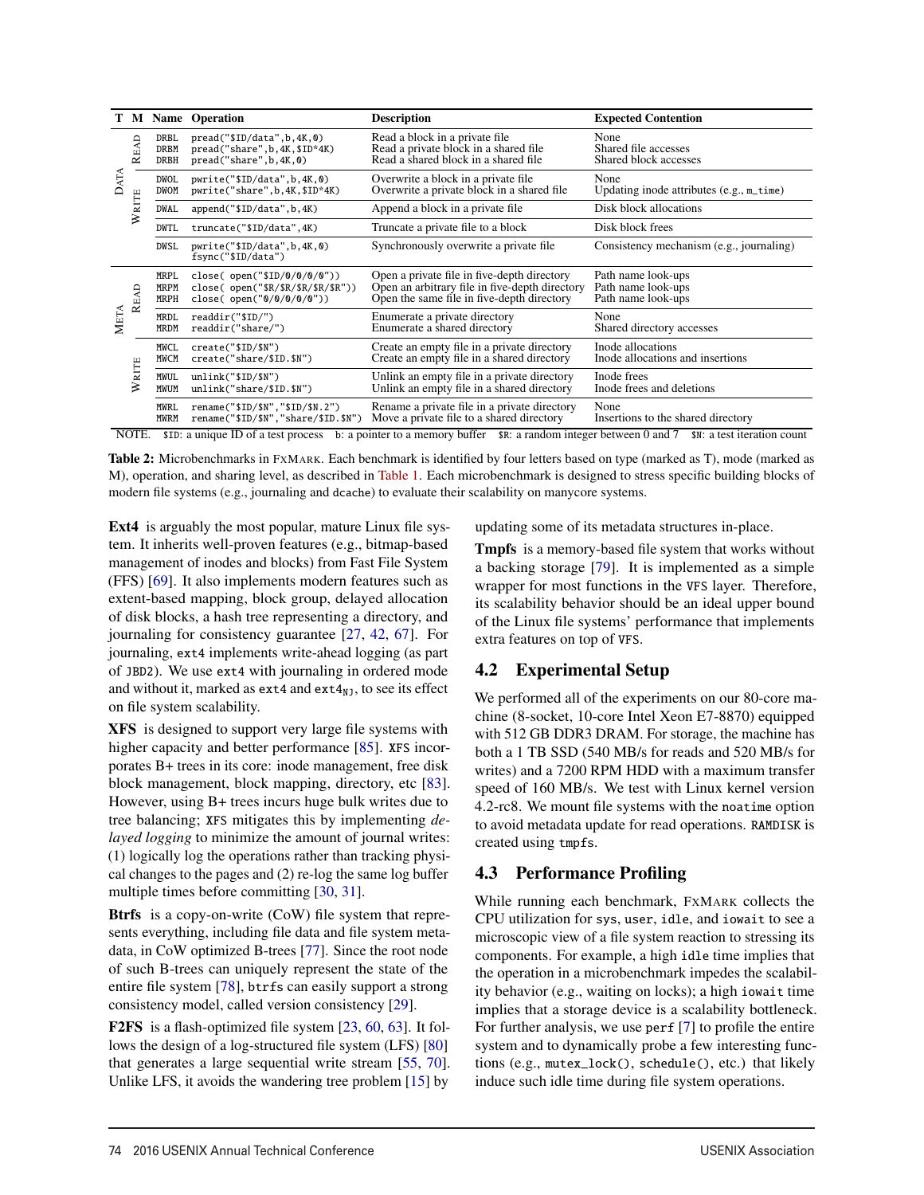| T | M | Name | Operation | Description | Expected Contention |
|---|---|---|---|---|---|
| DATA | READ | DRBL | `pread("$ID/data",b,4K,0)` | Read a block in a private file | None |
| | | DRBM | `pread("share",b,4K,$ID*4K)` | Read a private block in a shared file | Shared file accesses |
| | | DRBH | `pread("share",b,4K,0)` | Read a shared block in a shared file | Shared block accesses |
| | WRITE | DWOL | `pwrite("$ID/data",b,4K,0)` | Overwrite a block in a private file | None |
| | | DWOM | `pwrite("share",b,4K,$ID*4K)` | Overwrite a private block in a shared file | Updating inode attributes (e.g., `m_time`) |
| | | DWAL | `append("$ID/data",b,4K)` | Append a block in a private file | Disk block allocations |
| | | DWTL | `truncate("$ID/data",4K)` | Truncate a private file to a block | Disk block frees |
| | | DWSL | `pwrite("$ID/data",b,4K,0)` `fsync("$ID/data")` | Synchronously overwrite a private file | Consistency mechanism (e.g., journaling) |
| META | READ | MRPL | `close( open("$ID/0/0/0/0"))` | Open a private file in five-depth directory | Path name look-ups |
| | | MRPM | `close( open("$R/$R/$R/$R/$R"))` | Open an arbitrary file in five-depth directory | Path name look-ups |
| | | MRPH | `close( open("0/0/0/0/0"))` | Open the same file in five-depth directory | Path name look-ups |
| | | MRDL | `readdir("$ID/")` | Enumerate a private directory | None |
| | | MRDM | `readdir("share/")` | Enumerate a shared directory | Shared directory accesses |
| | WRITE | MWCL | `create("$ID/$N")` | Create an empty file in a private directory | Inode allocations |
| | | MWCM | `create("share/$ID.$N")` | Create an empty file in a shared directory | Inode allocations and insertions |
| | | MWUL | `unlink("$ID/$N")` | Unlink an empty file in a private directory | Inode frees |
| | | MWUM | `unlink("share/$ID.$N")` | Unlink an empty file in a shared directory | Inode frees and deletions |
| | | MWRL | `rename("$ID/$N","$ID/$N.2")` | Rename a private file in a private directory | None |
| | | MWRM | `rename("$ID/$N","share/$ID.$N")` | Move a private file to a shared directory | Insertions to the shared directory |

NOTE. `$ID`: a unique ID of a test process `b`: a pointer to a memory buffer `$R`: a random integer between 0 and 7 `$N`: a test iteration count

**Table 2:** Microbenchmarks in FxMark. Each benchmark is identified by four letters based on type (marked as T), mode (marked as M), operation, and sharing level, as described in Table 1. Each microbenchmark is designed to stress specific building blocks of modern file systems (e.g., journaling and `dcache`) to evaluate their scalability on manycore systems.

**Ext4** is arguably the most popular, mature Linux file system. It inherits well-proven features (e.g., bitmap-based management of inodes and blocks) from Fast File System (FFS) [69]. It also implements modern features such as extent-based mapping, block group, delayed allocation of disk blocks, a hash tree representing a directory, and journaling for consistency guarantee [27, 42, 67]. For journaling, `ext4` implements write-ahead logging (as part of `JBD2`). We use `ext4` with journaling in ordered mode and without it, marked as `ext4` and $\texttt{ext4}_{\texttt{NJ}}$, to see its effect on file system scalability.

**XFS** is designed to support very large file systems with higher capacity and better performance [85]. `XFS` incorporates B+ trees in its core: inode management, free disk block management, block mapping, directory, etc [83]. However, using B+ trees incurs huge bulk writes due to tree balancing; `XFS` mitigates this by implementing *delayed logging* to minimize the amount of journal writes: (1) logically log the operations rather than tracking physical changes to the pages and (2) re-log the same log buffer multiple times before committing [30, 31].

**Btrfs** is a copy-on-write (CoW) file system that represents everything, including file data and file system metadata, in CoW optimized B-trees [77]. Since the root node of such B-trees can uniquely represent the state of the entire file system [78], `btrfs` can easily support a strong consistency model, called version consistency [29].

**F2FS** is a flash-optimized file system [23, 60, 63]. It follows the design of a log-structured file system (LFS) [80] that generates a large sequential write stream [55, 70]. Unlike LFS, it avoids the wandering tree problem [15] by updating some of its metadata structures in-place.

**Tmpfs** is a memory-based file system that works without a backing storage [79]. It is implemented as a simple wrapper for most functions in the `VFS` layer. Therefore, its scalability behavior should be an ideal upper bound of the Linux file systems' performance that implements extra features on top of `VFS`.

## 4.2 Experimental Setup

We performed all of the experiments on our 80-core machine (8-socket, 10-core Intel Xeon E7-8870) equipped with 512 GB DDR3 DRAM. For storage, the machine has both a 1 TB SSD (540 MB/s for reads and 520 MB/s for writes) and a 7200 RPM HDD with a maximum transfer speed of 160 MB/s. We test with Linux kernel version 4.2-rc8. We mount file systems with the `noatime` option to avoid metadata update for read operations. `RAMDISK` is created using `tmpfs`.

## 4.3 Performance Profiling

While running each benchmark, FxMark collects the CPU utilization for `sys`, `user`, `idle`, and `iowait` to see a microscopic view of a file system reaction to stressing its components. For example, a high `idle` time implies that the operation in a microbenchmark impedes the scalability behavior (e.g., waiting on locks); a high `iowait` time implies that a storage device is a scalability bottleneck. For further analysis, we use `perf` [7] to profile the entire system and to dynamically probe a few interesting functions (e.g., `mutex_lock()`, `schedule()`, etc.) that likely induce such idle time during file system operations.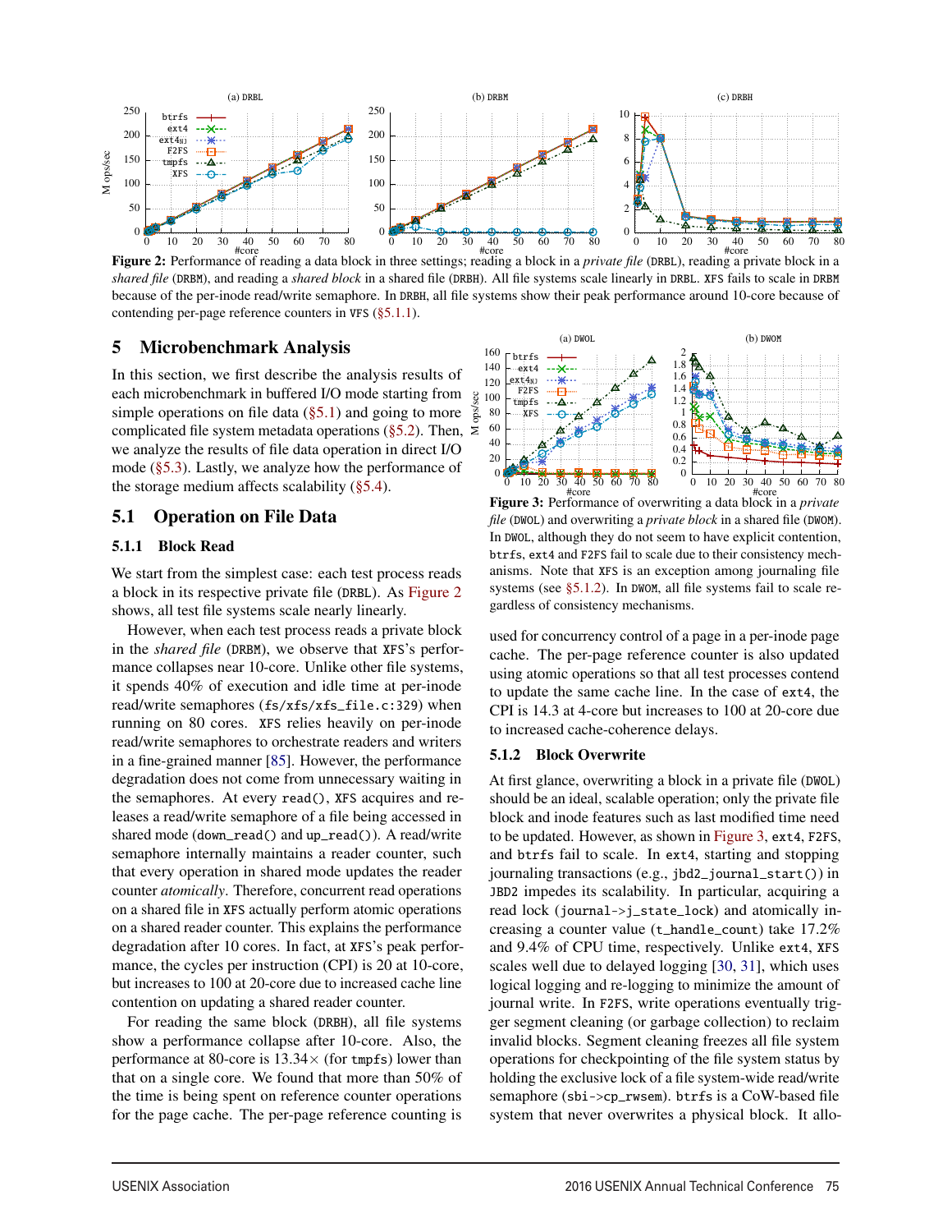**Figure 2:** Performance of reading a data block in three settings; reading a block in a *private file* (DRBL), reading a private block in a *shared file* (DRBM), and reading a *shared block* in a shared file (DRBH). All file systems scale linearly in DRBL. XFS fails to scale in DRBM because of the per-inode read/write semaphore. In DRBH, all file systems show their peak performance around 10-core because of contending per-page reference counters in VFS (§5.1.1).

## 5 Microbenchmark Analysis

In this section, we first describe the analysis results of each microbenchmark in buffered I/O mode starting from simple operations on file data (§5.1) and going to more complicated file system metadata operations (§5.2). Then, we analyze the results of file data operation in direct I/O mode (§5.3). Lastly, we analyze how the performance of the storage medium affects scalability (§5.4).

### 5.1 Operation on File Data

#### 5.1.1 Block Read

We start from the simplest case: each test process reads a block in its respective private file (DRBL). As Figure 2 shows, all test file systems scale nearly linearly.

However, when each test process reads a private block in the *shared file* (DRBM), we observe that XFS's performance collapses near 10-core. Unlike other file systems, it spends 40% of execution and idle time at per-inode read/write semaphores (fs/xfs/xfs_file.c:329) when running on 80 cores. XFS relies heavily on per-inode read/write semaphores to orchestrate readers and writers in a fine-grained manner [85]. However, the performance degradation does not come from unnecessary waiting in the semaphores. At every read(), XFS acquires and releases a read/write semaphore of a file being accessed in shared mode (down_read() and up_read()). A read/write semaphore internally maintains a reader counter, such that every operation in shared mode updates the reader counter *atomically*. Therefore, concurrent read operations on a shared file in XFS actually perform atomic operations on a shared reader counter. This explains the performance degradation after 10 cores. In fact, at XFS's peak performance, the cycles per instruction (CPI) is 20 at 10-core, but increases to 100 at 20-core due to increased cache line contention on updating a shared reader counter.

For reading the same block (DRBH), all file systems show a performance collapse after 10-core. Also, the performance at 80-core is 13.34× (for tmpfs) lower than that on a single core. We found that more than 50% of the time is being spent on reference counter operations for the page cache. The per-page reference counting is used for concurrency control of a page in a per-inode page cache. The per-page reference counter is also updated using atomic operations so that all test processes contend to update the same cache line. In the case of ext4, the CPI is 14.3 at 4-core but increases to 100 at 20-core due to increased cache-coherence delays.

**Figure 3:** Performance of overwriting a data block in a *private file* (DWOL) and overwriting a *private block* in a shared file (DWOM). In DWOL, although they do not seem to have explicit contention, btrfs, ext4 and F2FS fail to scale due to their consistency mechanisms. Note that XFS is an exception among journaling file systems (see §5.1.2). In DWOM, all file systems fail to scale regardless of consistency mechanisms.

#### 5.1.2 Block Overwrite

At first glance, overwriting a block in a private file (DWOL) should be an ideal, scalable operation; only the private file block and inode features such as last modified time need to be updated. However, as shown in Figure 3, ext4, F2FS, and btrfs fail to scale. In ext4, starting and stopping journaling transactions (e.g., jbd2_journal_start()) in JBD2 impedes its scalability. In particular, acquiring a read lock (journal->j_state_lock) and atomically increasing a counter value (t_handle_count) take 17.2% and 9.4% of CPU time, respectively. Unlike ext4, XFS scales well due to delayed logging [30, 31], which uses logical logging and re-logging to minimize the amount of journal write. In F2FS, write operations eventually trigger segment cleaning (or garbage collection) to reclaim invalid blocks. Segment cleaning freezes all file system operations for checkpointing of the file system status by holding the exclusive lock of a file system-wide read/write semaphore (sbi->cp_rwsem). btrfs is a CoW-based file system that never overwrites a physical block. It allo-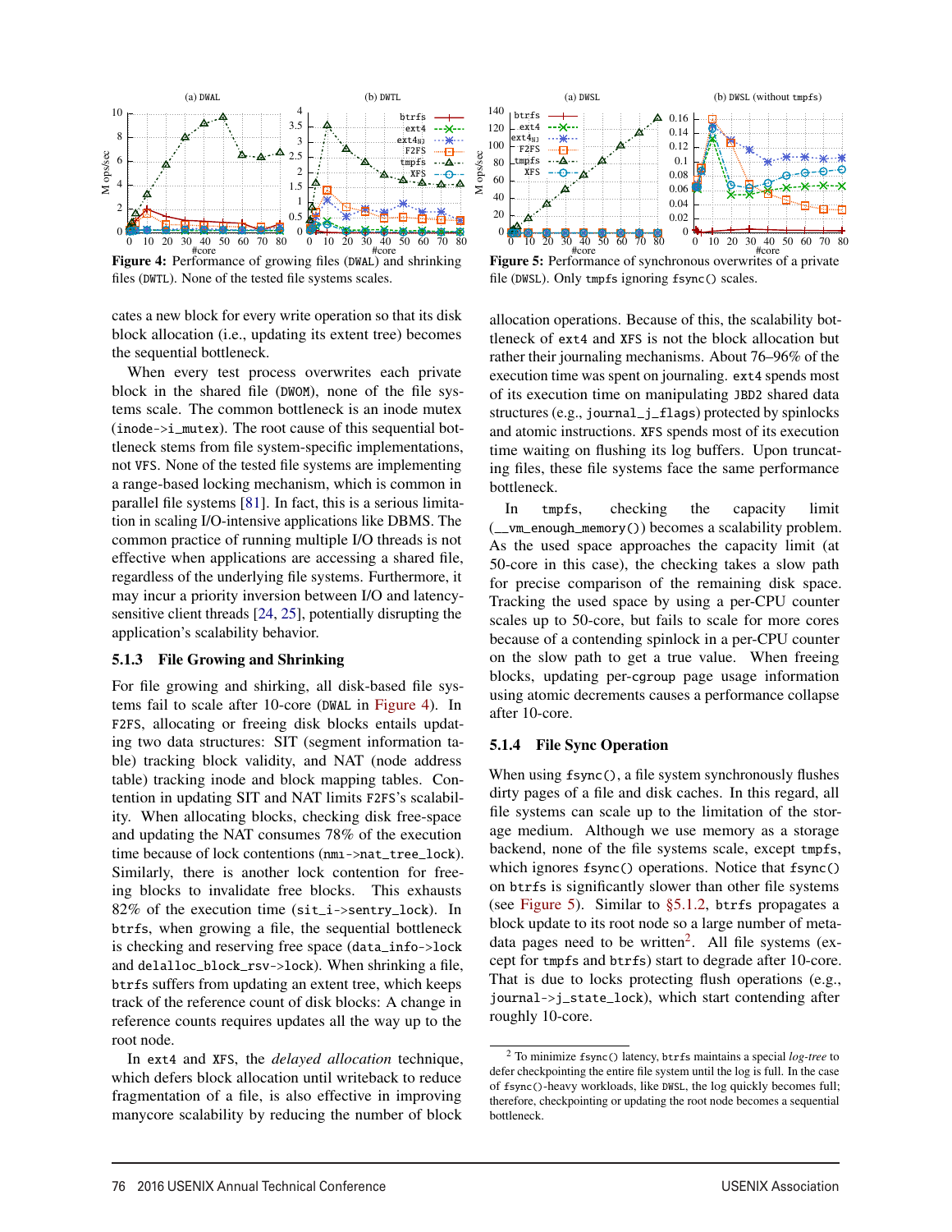Figure 4: Performance of growing files (DWAL) and shrinking files (DWTL). None of the tested file systems scales.

Figure 5: Performance of synchronous overwrites of a private file (DWSL). Only tmpfs ignoring fsync() scales.

cates a new block for every write operation so that its disk block allocation (i.e., updating its extent tree) becomes the sequential bottleneck.

When every test process overwrites each private block in the shared file (DWOM), none of the file systems scale. The common bottleneck is an inode mutex (inode->i_mutex). The root cause of this sequential bottleneck stems from file system-specific implementations, not VFS. None of the tested file systems are implementing a range-based locking mechanism, which is common in parallel file systems [81]. In fact, this is a serious limitation in scaling I/O-intensive applications like DBMS. The common practice of running multiple I/O threads is not effective when applications are accessing a shared file, regardless of the underlying file systems. Furthermore, it may incur a priority inversion between I/O and latency-sensitive client threads [24, 25], potentially disrupting the application's scalability behavior.

### 5.1.3 File Growing and Shrinking

For file growing and shirking, all disk-based file systems fail to scale after 10-core (DWAL in Figure 4). In F2FS, allocating or freeing disk blocks entails updating two data structures: SIT (segment information table) tracking block validity, and NAT (node address table) tracking inode and block mapping tables. Contention in updating SIT and NAT limits F2FS's scalability. When allocating blocks, checking disk free-space and updating the NAT consumes 78% of the execution time because of lock contentions (nm_i->nat_tree_lock). Similarly, there is another lock contention for freeing blocks to invalidate free blocks. This exhausts 82% of the execution time (sit_i->sentry_lock). In btrfs, when growing a file, the sequential bottleneck is checking and reserving free space (data_info->lock and delalloc_block_rsv->lock). When shrinking a file, btrfs suffers from updating an extent tree, which keeps track of the reference count of disk blocks: A change in reference counts requires updates all the way up to the root node.

In ext4 and XFS, the *delayed allocation* technique, which defers block allocation until writeback to reduce fragmentation of a file, is also effective in improving manycore scalability by reducing the number of block allocation operations. Because of this, the scalability bottleneck of ext4 and XFS is not the block allocation but rather their journaling mechanisms. About 76–96% of the execution time was spent on journaling. ext4 spends most of its execution time on manipulating JBD2 shared data structures (e.g., journal_j_flags) protected by spinlocks and atomic instructions. XFS spends most of its execution time waiting on flushing its log buffers. Upon truncating files, these file systems face the same performance bottleneck.

In tmpfs, checking the capacity limit (__vm_enough_memory()) becomes a scalability problem. As the used space approaches the capacity limit (at 50-core in this case), the checking takes a slow path for precise comparison of the remaining disk space. Tracking the used space by using a per-CPU counter scales up to 50-core, but fails to scale for more cores because of a contending spinlock in a per-CPU counter on the slow path to get a true value. When freeing blocks, updating per-cgroup page usage information using atomic decrements causes a performance collapse after 10-core.

### 5.1.4 File Sync Operation

When using fsync(), a file system synchronously flushes dirty pages of a file and disk caches. In this regard, all file systems can scale up to the limitation of the storage medium. Although we use memory as a storage backend, none of the file systems scale, except tmpfs, which ignores fsync() operations. Notice that fsync() on btrfs is significantly slower than other file systems (see Figure 5). Similar to §5.1.2, btrfs propagates a block update to its root node so a large number of metadata pages need to be written[2]. All file systems (except for tmpfs and btrfs) start to degrade after 10-core. That is due to locks protecting flush operations (e.g., journal->j_state_lock), which start contending after roughly 10-core.

[2] To minimize fsync() latency, btrfs maintains a special *log-tree* to defer checkpointing the entire file system until the log is full. In the case of fsync()-heavy workloads, like DWSL, the log quickly becomes full; therefore, checkpointing or updating the root node becomes a sequential bottleneck.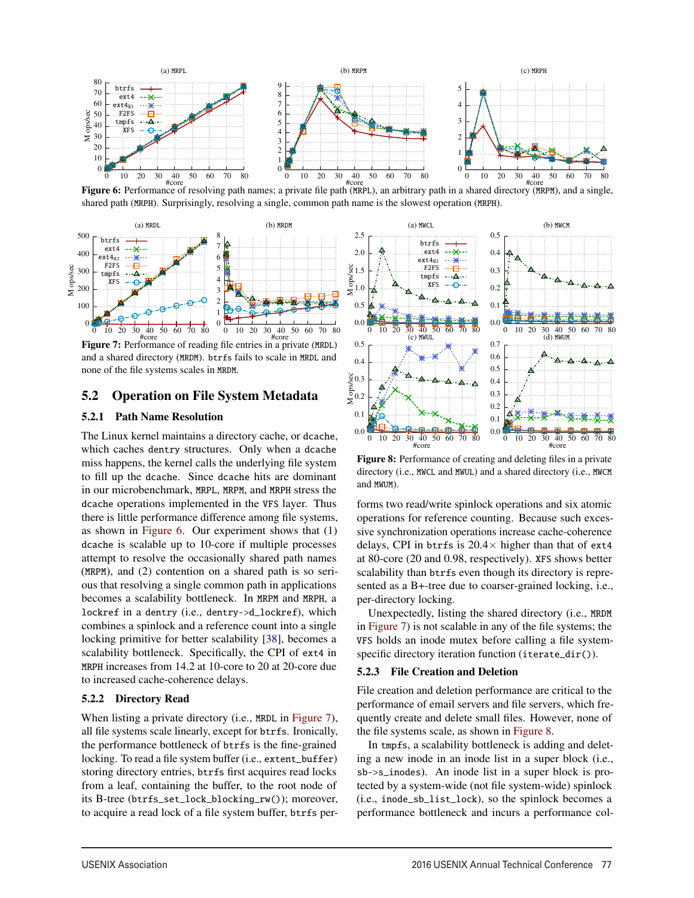Figure 6: Performance of resolving path names; a private file path (MRPL), an arbitrary path in a shared directory (MRPM), and a single, shared path (MRPH). Surprisingly, resolving a single, common path name is the slowest operation (MRPH).

Figure 7: Performance of reading file entries in a private (MRDL) and a shared directory (MRDM). btrfs fails to scale in MRDL and none of the file systems scales in MRDM.

Figure 8: Performance of creating and deleting files in a private directory (i.e., MWCL and MWUL) and a shared directory (i.e., MWCM and MWUM).

## 5.2 Operation on File System Metadata

### 5.2.1 Path Name Resolution

The Linux kernel maintains a directory cache, or dcache, which caches dentry structures. Only when a dcache miss happens, the kernel calls the underlying file system to fill up the dcache. Since dcache hits are dominant in our microbenchmark, MRPL, MRPM, and MRPH stress the dcache operations implemented in the VFS layer. Thus there is little performance difference among file systems, as shown in Figure 6. Our experiment shows that (1) dcache is scalable up to 10-core if multiple processes attempt to resolve the occasionally shared path names (MRPM), and (2) contention on a shared path is so serious that resolving a single common path in applications becomes a scalability bottleneck. In MRPM and MRPH, a lockref in a dentry (i.e., dentry->d_lockref), which combines a spinlock and a reference count into a single locking primitive for better scalability [38], becomes a scalability bottleneck. Specifically, the CPI of ext4 in MRPH increases from 14.2 at 10-core to 20 at 20-core due to increased cache-coherence delays.

### 5.2.2 Directory Read

When listing a private directory (i.e., MRDL in Figure 7), all file systems scale linearly, except for btrfs. Ironically, the performance bottleneck of btrfs is the fine-grained locking. To read a file system buffer (i.e., extent_buffer) storing directory entries, btrfs first acquires read locks from a leaf, containing the buffer, to the root node of its B-tree (btrfs_set_lock_blocking_rw()); moreover, to acquire a read lock of a file system buffer, btrfs performs two read/write spinlock operations and six atomic operations for reference counting. Because such excessive synchronization operations increase cache-coherence delays, CPI in btrfs is 20.4× higher than that of ext4 at 80-core (20 and 0.98, respectively). XFS shows better scalability than btrfs even though its directory is represented as a B+-tree due to coarser-grained locking, i.e., per-directory locking.

Unexpectedly, listing the shared directory (i.e., MRDM in Figure 7) is not scalable in any of the file systems; the VFS holds an inode mutex before calling a file system-specific directory iteration function (iterate_dir()).

### 5.2.3 File Creation and Deletion

File creation and deletion performance are critical to the performance of email servers and file servers, which frequently create and delete small files. However, none of the file systems scale, as shown in Figure 8.

In tmpfs, a scalability bottleneck is adding and deleting a new inode in an inode list in a super block (i.e., sb->s_inodes). An inode list in a super block is protected by a system-wide (not file system-wide) spinlock (i.e., inode_sb_list_lock), so the spinlock becomes a performance bottleneck and incurs a performance col-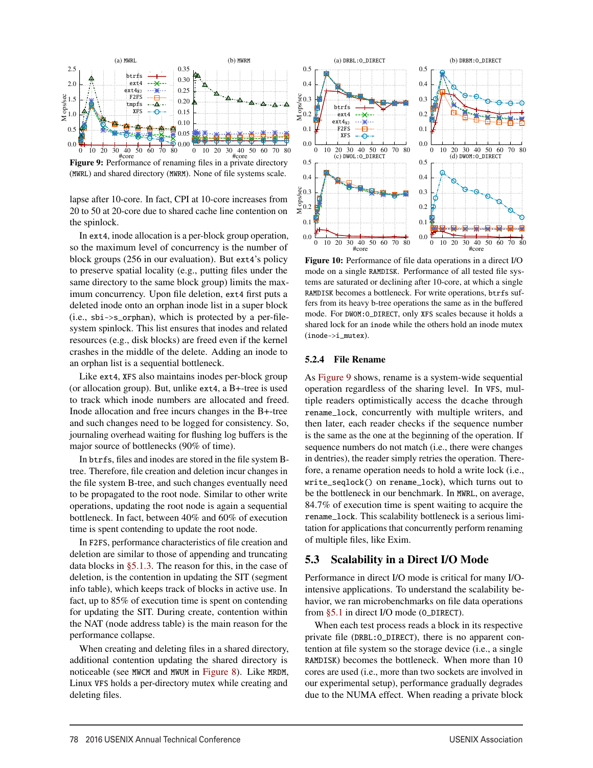**Figure 9:** Performance of renaming files in a private directory (MWRL) and shared directory (MWRM). None of file systems scale.

lapse after 10-core. In fact, CPI at 10-core increases from 20 to 50 at 20-core due to shared cache line contention on the spinlock.

In ext4, inode allocation is a per-block group operation, so the maximum level of concurrency is the number of block groups (256 in our evaluation). But ext4's policy to preserve spatial locality (e.g., putting files under the same directory to the same block group) limits the maximum concurrency. Upon file deletion, ext4 first puts a deleted inode onto an orphan inode list in a super block (i.e., sbi->s_orphan), which is protected by a per-file-system spinlock. This list ensures that inodes and related resources (e.g., disk blocks) are freed even if the kernel crashes in the middle of the delete. Adding an inode to an orphan list is a sequential bottleneck.

Like ext4, XFS also maintains inodes per-block group (or allocation group). But, unlike ext4, a B+-tree is used to track which inode numbers are allocated and freed. Inode allocation and free incurs changes in the B+-tree and such changes need to be logged for consistency. So, journaling overhead waiting for flushing log buffers is the major source of bottlenecks (90% of time).

In btrfs, files and inodes are stored in the file system B-tree. Therefore, file creation and deletion incur changes in the file system B-tree, and such changes eventually need to be propagated to the root node. Similar to other write operations, updating the root node is again a sequential bottleneck. In fact, between 40% and 60% of execution time is spent contending to update the root node.

In F2FS, performance characteristics of file creation and deletion are similar to those of appending and truncating data blocks in §5.1.3. The reason for this, in the case of deletion, is the contention in updating the SIT (segment info table), which keeps track of blocks in active use. In fact, up to 85% of execution time is spent on contending for updating the SIT. During create, contention within the NAT (node address table) is the main reason for the performance collapse.

When creating and deleting files in a shared directory, additional contention updating the shared directory is noticeable (see MWCM and MWUM in Figure 8). Like MRDM, Linux VFS holds a per-directory mutex while creating and deleting files.

**Figure 10:** Performance of file data operations in a direct I/O mode on a single RAMDISK. Performance of all tested file systems are saturated or declining after 10-core, at which a single RAMDISK becomes a bottleneck. For write operations, btrfs suffers from its heavy b-tree operations the same as in the buffered mode. For DWOM:O_DIRECT, only XFS scales because it holds a shared lock for an inode while the others hold an inode mutex (inode->i_mutex).

### 5.2.4 File Rename

As Figure 9 shows, rename is a system-wide sequential operation regardless of the sharing level. In VFS, multiple readers optimistically access the dcache through rename_lock, concurrently with multiple writers, and then later, each reader checks if the sequence number is the same as the one at the beginning of the operation. If sequence numbers do not match (i.e., there were changes in dentries), the reader simply retries the operation. Therefore, a rename operation needs to hold a write lock (i.e., write_seqlock() on rename_lock), which turns out to be the bottleneck in our benchmark. In MWRL, on average, 84.7% of execution time is spent waiting to acquire the rename_lock. This scalability bottleneck is a serious limitation for applications that concurrently perform renaming of multiple files, like Exim.

## 5.3 Scalability in a Direct I/O Mode

Performance in direct I/O mode is critical for many I/O-intensive applications. To understand the scalability behavior, we ran microbenchmarks on file data operations from §5.1 in direct I/O mode (O_DIRECT).

When each test process reads a block in its respective private file (DRBL:O_DIRECT), there is no apparent contention at file system so the storage device (i.e., a single RAMDISK) becomes the bottleneck. When more than 10 cores are used (i.e., more than two sockets are involved in our experimental setup), performance gradually degrades due to the NUMA effect. When reading a private block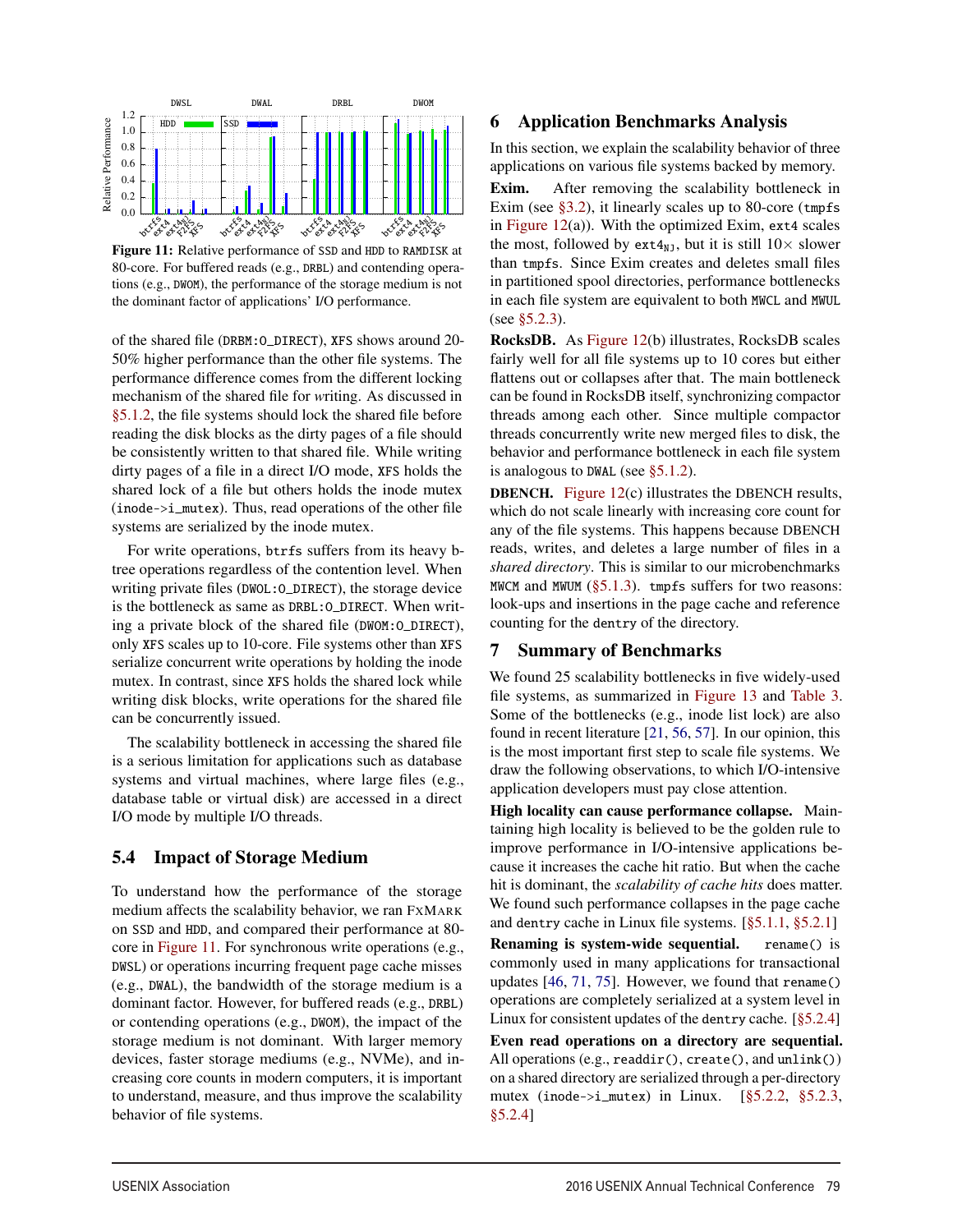**Figure 11:** Relative performance of SSD and HDD to RAMDISK at 80-core. For buffered reads (e.g., DRBL) and contending operations (e.g., DWOM), the performance of the storage medium is not the dominant factor of applications' I/O performance.

of the shared file (DRBM:O_DIRECT), XFS shows around 20-50% higher performance than the other file systems. The performance difference comes from the different locking mechanism of the shared file for *w*riting. As discussed in §5.1.2, the file systems should lock the shared file before reading the disk blocks as the dirty pages of a file should be consistently written to that shared file. While writing dirty pages of a file in a direct I/O mode, XFS holds the shared lock of a file but others holds the inode mutex (inode->i_mutex). Thus, read operations of the other file systems are serialized by the inode mutex.

For write operations, btrfs suffers from its heavy b-tree operations regardless of the contention level. When writing private files (DWOL:O_DIRECT), the storage device is the bottleneck as same as DRBL:O_DIRECT. When writing a private block of the shared file (DWOM:O_DIRECT), only XFS scales up to 10-core. File systems other than XFS serialize concurrent write operations by holding the inode mutex. In contrast, since XFS holds the shared lock while writing disk blocks, write operations for the shared file can be concurrently issued.

The scalability bottleneck in accessing the shared file is a serious limitation for applications such as database systems and virtual machines, where large files (e.g., database table or virtual disk) are accessed in a direct I/O mode by multiple I/O threads.

## 5.4 Impact of Storage Medium

To understand how the performance of the storage medium affects the scalability behavior, we ran FxMark on SSD and HDD, and compared their performance at 80-core in Figure 11. For synchronous write operations (e.g., DWSL) or operations incurring frequent page cache misses (e.g., DWAL), the bandwidth of the storage medium is a dominant factor. However, for buffered reads (e.g., DRBL) or contending operations (e.g., DWOM), the impact of the storage medium is not dominant. With larger memory devices, faster storage mediums (e.g., NVMe), and increasing core counts in modern computers, it is important to understand, measure, and thus improve the scalability behavior of file systems.

# 6 Application Benchmarks Analysis

In this section, we explain the scalability behavior of three applications on various file systems backed by memory.

**Exim.** After removing the scalability bottleneck in Exim (see §3.2), it linearly scales up to 80-core (tmpfs in Figure 12(a)). With the optimized Exim, ext4 scales the most, followed by $ext4_{NJ}$, but it is still 10× slower than tmpfs. Since Exim creates and deletes small files in partitioned spool directories, performance bottlenecks in each file system are equivalent to both MWCL and MWUL (see §5.2.3).

**RocksDB.** As Figure 12(b) illustrates, RocksDB scales fairly well for all file systems up to 10 cores but either flattens out or collapses after that. The main bottleneck can be found in RocksDB itself, synchronizing compactor threads among each other. Since multiple compactor threads concurrently write new merged files to disk, the behavior and performance bottleneck in each file system is analogous to DWAL (see §5.1.2).

**DBENCH.** Figure 12(c) illustrates the DBENCH results, which do not scale linearly with increasing core count for any of the file systems. This happens because DBENCH reads, writes, and deletes a large number of files in a *shared directory*. This is similar to our microbenchmarks MWCM and MWUM (§5.1.3). tmpfs suffers for two reasons: look-ups and insertions in the page cache and reference counting for the dentry of the directory.

# 7 Summary of Benchmarks

We found 25 scalability bottlenecks in five widely-used file systems, as summarized in Figure 13 and Table 3. Some of the bottlenecks (e.g., inode list lock) are also found in recent literature [21, 56, 57]. In our opinion, this is the most important first step to scale file systems. We draw the following observations, to which I/O-intensive application developers must pay close attention.

**High locality can cause performance collapse.** Maintaining high locality is believed to be the golden rule to improve performance in I/O-intensive applications because it increases the cache hit ratio. But when the cache hit is dominant, the *scalability of cache hits* does matter. We found such performance collapses in the page cache and dentry cache in Linux file systems. [§5.1.1, §5.2.1]

**Renaming is system-wide sequential.** rename() is commonly used in many applications for transactional updates [46, 71, 75]. However, we found that rename() operations are completely serialized at a system level in Linux for consistent updates of the dentry cache. [§5.2.4]

**Even read operations on a directory are sequential.** All operations (e.g., readdir(), create(), and unlink()) on a shared directory are serialized through a per-directory mutex (inode->i_mutex) in Linux. [§5.2.2, §5.2.3, §5.2.4]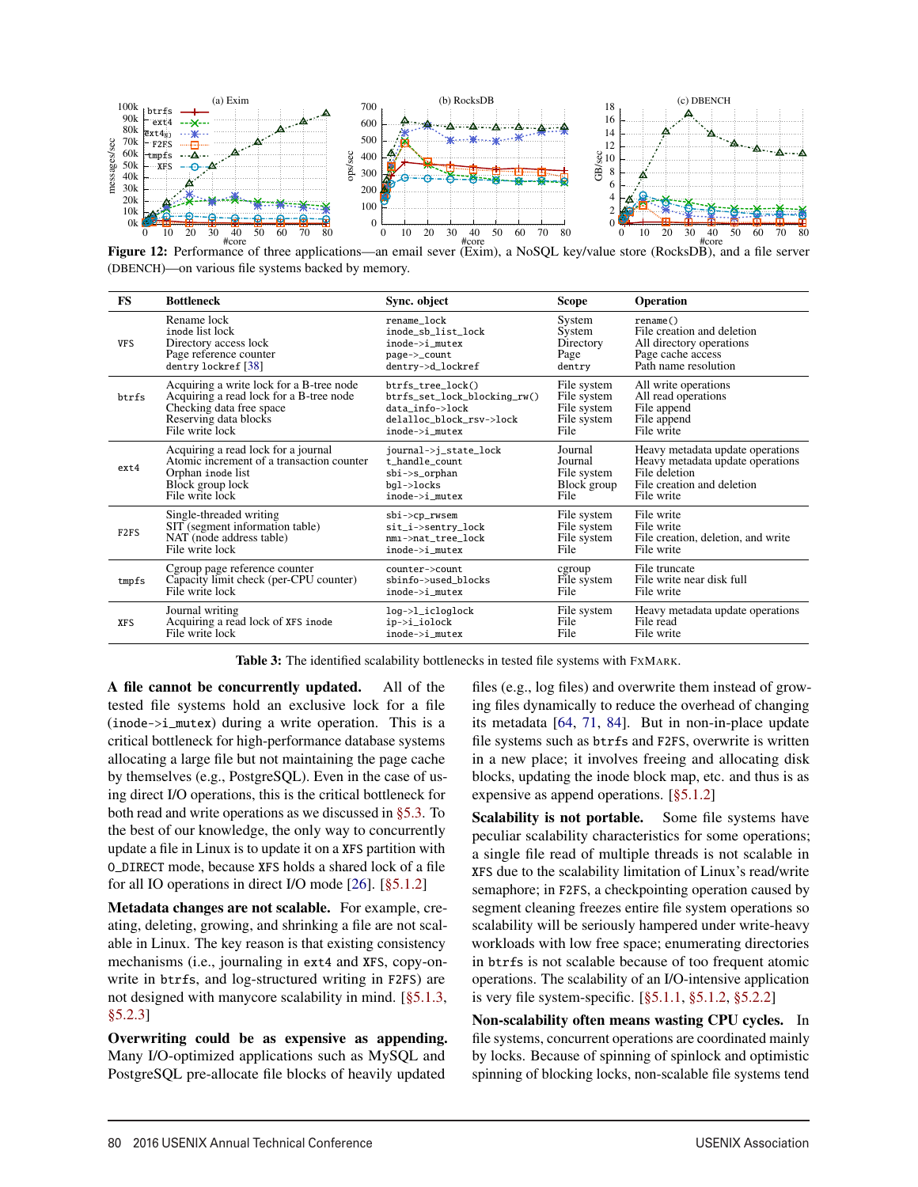Figure 12: Performance of three applications—an email sever (Exim), a NoSQL key/value store (RocksDB), and a file server (DBENCH)—on various file systems backed by memory.

| FS | Bottleneck | Sync. object | Scope | Operation |
|---|---|---|---|---|
| VFS | Rename lock<br>inode list lock<br>Directory access lock<br>Page reference counter<br>dentry lockref [38] | `rename_lock`<br>`inode_sb_list_lock`<br>`inode->i_mutex`<br>`page->_count`<br>`dentry->d_lockref` | System<br>System<br>Directory<br>Page<br>dentry | `rename()`<br>File creation and deletion<br>All directory operations<br>Page cache access<br>Path name resolution |
| btrfs | Acquiring a write lock for a B-tree node<br>Acquiring a read lock for a B-tree node<br>Checking data free space<br>Reserving data blocks<br>File write lock | `btrfs_tree_lock()`<br>`btrfs_set_lock_blocking_rw()`<br>`data_info->lock`<br>`delalloc_block_rsv->lock`<br>`inode->i_mutex` | File system<br>File system<br>File system<br>File system<br>File | All write operations<br>All read operations<br>File append<br>File append<br>File write |
| ext4 | Acquiring a read lock for a journal<br>Atomic increment of a transaction counter<br>Orphan inode list<br>Block group lock<br>File write lock | `journal->j_state_lock`<br>`t_handle_count`<br>`sbi->s_orphan`<br>`bgl->locks`<br>`inode->i_mutex` | Journal<br>Journal<br>File system<br>Block group<br>File | Heavy metadata update operations<br>Heavy metadata update operations<br>File deletion<br>File creation and deletion<br>File write |
| F2FS | Single-threaded writing<br>SIT (segment information table)<br>NAT (node address table)<br>File write lock | `sbi->cp_rwsem`<br>`sit_i->sentry_lock`<br>`nmi->nat_tree_lock`<br>`inode->i_mutex` | File system<br>File system<br>File system<br>File | File write<br>File write<br>File creation, deletion, and write<br>File write |
| tmpfs | Cgroup page reference counter<br>Capacity limit check (per-CPU counter)<br>File write lock | `counter->count`<br>`sbinfo->used_blocks`<br>`inode->i_mutex` | cgroup<br>File system<br>File | File truncate<br>File write near disk full<br>File write |
| XFS | Journal writing<br>Acquiring a read lock of XFS inode<br>File write lock | `log->l_icloglock`<br>`ip->i_iolock`<br>`inode->i_mutex` | File system<br>File<br>File | Heavy metadata update operations<br>File read<br>File write |

Table 3: The identified scalability bottlenecks in tested file systems with FxMark.

**A file cannot be concurrently updated.** All of the tested file systems hold an exclusive lock for a file (`inode->i_mutex`) during a write operation. This is a critical bottleneck for high-performance database systems allocating a large file but not maintaining the page cache by themselves (e.g., PostgreSQL). Even in the case of using direct I/O operations, this is the critical bottleneck for both read and write operations as we discussed in §5.3. To the best of our knowledge, the only way to concurrently update a file in Linux is to update it on a XFS partition with `O_DIRECT` mode, because XFS holds a shared lock of a file for all IO operations in direct I/O mode [26]. [§5.1.2]

**Metadata changes are not scalable.** For example, creating, deleting, growing, and shrinking a file are not scalable in Linux. The key reason is that existing consistency mechanisms (i.e., journaling in ext4 and XFS, copy-on-write in btrfs, and log-structured writing in F2FS) are not designed with manycore scalability in mind. [§5.1.3, §5.2.3]

**Overwriting could be as expensive as appending.** Many I/O-optimized applications such as MySQL and PostgreSQL pre-allocate file blocks of heavily updated files (e.g., log files) and overwrite them instead of growing files dynamically to reduce the overhead of changing its metadata [64, 71, 84]. But in non-in-place update file systems such as btrfs and F2FS, overwrite is written in a new place; it involves freeing and allocating disk blocks, updating the inode block map, etc. and thus is as expensive as append operations. [§5.1.2]

**Scalability is not portable.** Some file systems have peculiar scalability characteristics for some operations; a single file read of multiple threads is not scalable in XFS due to the scalability limitation of Linux's read/write semaphore; in F2FS, a checkpointing operation caused by segment cleaning freezes entire file system operations so scalability will be seriously hampered under write-heavy workloads with low free space; enumerating directories in btrfs is not scalable because of too frequent atomic operations. The scalability of an I/O-intensive application is very file system-specific. [§5.1.1, §5.1.2, §5.2.2]

**Non-scalability often means wasting CPU cycles.** In file systems, concurrent operations are coordinated mainly by locks. Because of spinning of spinlock and optimistic spinning of blocking locks, non-scalable file systems tend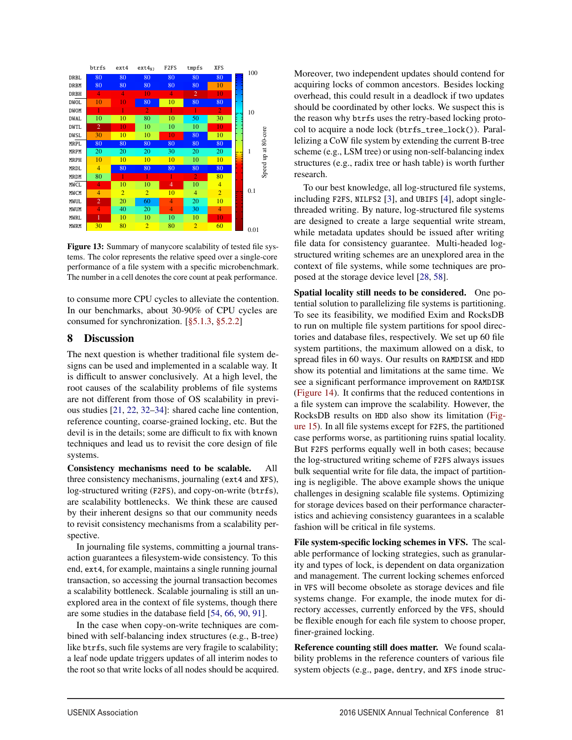| | btrfs | ext4 | ext4$_{NJ}$ | F2FS | tmpfs | XFS |
|---|---|---|---|---|---|---|
| DRBL | 80 | 80 | 80 | 80 | 80 | 80 |
| DRBM | 80 | 80 | 80 | 80 | 80 | 10 |
| DRBH | 4 | 4 | 10 | 4 | 2 | 10 |
| DWOL | 10 | 10 | 80 | 10 | 80 | 80 |
| DWOM | 1 | 1 | 2 | 1 | 1 | 2 |
| DWAL | 10 | 10 | 80 | 10 | 50 | 30 |
| DWTL | 2 | 10 | 10 | 10 | 10 | 10 |
| DWSL | 30 | 10 | 10 | 10 | 80 | 10 |
| MRPL | 80 | 80 | 80 | 80 | 80 | 80 |
| MRPM | 20 | 20 | 20 | 30 | 20 | 20 |
| MRPH | 10 | 10 | 10 | 10 | 10 | 10 |
| MRDL | 4 | 80 | 80 | 80 | 80 | 80 |
| MRDM | 80 | 1 | 1 | 1 | 2 | 80 |
| MWCL | 4 | 10 | 10 | 4 | 10 | 4 |
| MWCM | 4 | 2 | 2 | 10 | 4 | 2 |
| MWUL | 2 | 20 | 60 | 4 | 20 | 10 |
| MWUM | 4 | 40 | 20 | 4 | 30 | 4 |
| MWRL | 1 | 10 | 10 | 10 | 10 | 10 |
| MWRM | 30 | 80 | 2 | 80 | 2 | 60 |

**Figure 13:** Summary of manycore scalability of tested file systems. The color represents the relative speed over a single-core performance of a file system with a specific microbenchmark. The number in a cell denotes the core count at peak performance.

to consume more CPU cycles to alleviate the contention. In our benchmarks, about 30-90% of CPU cycles are consumed for synchronization. [§5.1.3, §5.2.2]

## 8 Discussion

The next question is whether traditional file system designs can be used and implemented in a scalable way. It is difficult to answer conclusively. At a high level, the root causes of the scalability problems of file systems are not different from those of OS scalability in previous studies [21, 22, 32–34]: shared cache line contention, reference counting, coarse-grained locking, etc. But the devil is in the details; some are difficult to fix with known techniques and lead us to revisit the core design of file systems.

**Consistency mechanisms need to be scalable.** All three consistency mechanisms, journaling (ext4 and XFS), log-structured writing (F2FS), and copy-on-write (btrfs), are scalability bottlenecks. We think these are caused by their inherent designs so that our community needs to revisit consistency mechanisms from a scalability perspective.

In journaling file systems, committing a journal transaction guarantees a filesystem-wide consistency. To this end, ext4, for example, maintains a single running journal transaction, so accessing the journal transaction becomes a scalability bottleneck. Scalable journaling is still an unexplored area in the context of file systems, though there are some studies in the database field [54, 66, 90, 91].

In the case when copy-on-write techniques are combined with self-balancing index structures (e.g., B-tree) like btrfs, such file systems are very fragile to scalability; a leaf node update triggers updates of all interim nodes to the root so that write locks of all nodes should be acquired. Moreover, two independent updates should contend for acquiring locks of common ancestors. Besides locking overhead, this could result in a deadlock if two updates should be coordinated by other locks. We suspect this is the reason why btrfs uses the retry-based locking protocol to acquire a node lock (btrfs_tree_lock()). Parallelizing a CoW file system by extending the current B-tree scheme (e.g., LSM tree) or using non-self-balancing index structures (e.g., radix tree or hash table) is worth further research.

To our best knowledge, all log-structured file systems, including F2FS, NILFS2 [3], and UBIFS [4], adopt single-threaded writing. By nature, log-structured file systems are designed to create a large sequential write stream, while metadata updates should be issued after writing file data for consistency guarantee. Multi-headed log-structured writing schemes are an unexplored area in the context of file systems, while some techniques are proposed at the storage device level [28, 58].

**Spatial locality still needs to be considered.** One potential solution to parallelizing file systems is partitioning. To see its feasibility, we modified Exim and RocksDB to run on multiple file system partitions for spool directories and database files, respectively. We set up 60 file system partitions, the maximum allowed on a disk, to spread files in 60 ways. Our results on RAMDISK and HDD show its potential and limitations at the same time. We see a significant performance improvement on RAMDISK (Figure 14). It confirms that the reduced contentions in a file system can improve the scalability. However, the RocksDB results on HDD also show its limitation (Figure 15). In all file systems except for F2FS, the partitioned case performs worse, as partitioning ruins spatial locality. But F2FS performs equally well in both cases; because the log-structured writing scheme of F2FS always issues bulk sequential write for file data, the impact of partitioning is negligible. The above example shows the unique challenges in designing scalable file systems. Optimizing for storage devices based on their performance characteristics and achieving consistency guarantees in a scalable fashion will be critical in file systems.

**File system-specific locking schemes in VFS.** The scalable performance of locking strategies, such as granularity and types of lock, is dependent on data organization and management. The current locking schemes enforced in VFS will become obsolete as storage devices and file systems change. For example, the inode mutex for directory accesses, currently enforced by the VFS, should be flexible enough for each file system to choose proper, finer-grained locking.

**Reference counting still does matter.** We found scalability problems in the reference counters of various file system objects (e.g., page, dentry, and XFS inode struc-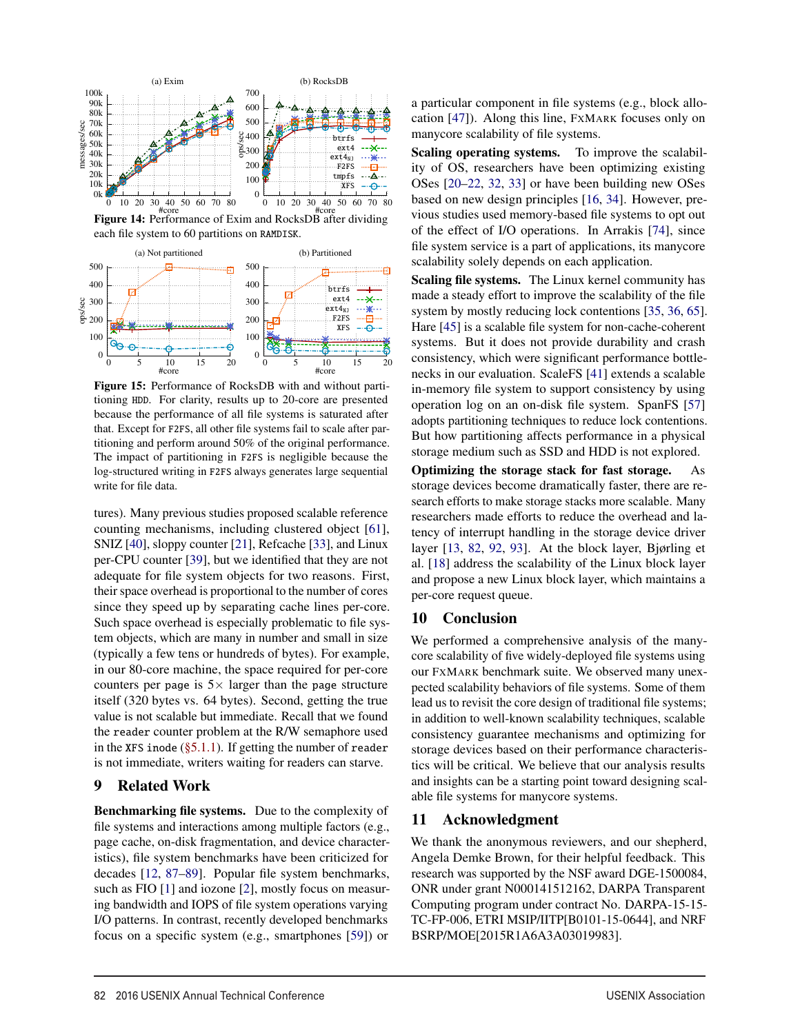**Figure 14:** Performance of Exim and RocksDB after dividing each file system to 60 partitions on RAMDISK.

**Figure 15:** Performance of RocksDB with and without partitioning HDD. For clarity, results up to 20-core are presented because the performance of all file systems is saturated after that. Except for F2FS, all other file systems fail to scale after partitioning and perform around 50% of the original performance. The impact of partitioning in F2FS is negligible because the log-structured writing in F2FS always generates large sequential write for file data.

tures). Many previous studies proposed scalable reference counting mechanisms, including clustered object [61], SNIZ [40], sloppy counter [21], Refcache [33], and Linux per-CPU counter [39], but we identified that they are not adequate for file system objects for two reasons. First, their space overhead is proportional to the number of cores since they speed up by separating cache lines per-core. Such space overhead is especially problematic to file system objects, which are many in number and small in size (typically a few tens or hundreds of bytes). For example, in our 80-core machine, the space required for per-core counters per `page` is 5× larger than the `page` structure itself (320 bytes vs. 64 bytes). Second, getting the true value is not scalable but immediate. Recall that we found the `reader` counter problem at the R/W semaphore used in the XFS `inode` (§5.1.1). If getting the number of `reader` is not immediate, writers waiting for readers can starve.

## 9 Related Work

**Benchmarking file systems.** Due to the complexity of file systems and interactions among multiple factors (e.g., page cache, on-disk fragmentation, and device characteristics), file system benchmarks have been criticized for decades [12, 87–89]. Popular file system benchmarks, such as FIO [1] and iozone [2], mostly focus on measuring bandwidth and IOPS of file system operations varying I/O patterns. In contrast, recently developed benchmarks focus on a specific system (e.g., smartphones [59]) or a particular component in file systems (e.g., block allocation [47]). Along this line, FxMark focuses only on manycore scalability of file systems.

**Scaling operating systems.** To improve the scalability of OS, researchers have been optimizing existing OSes [20–22, 32, 33] or have been building new OSes based on new design principles [16, 34]. However, previous studies used memory-based file systems to opt out of the effect of I/O operations. In Arrakis [74], since file system service is a part of applications, its manycore scalability solely depends on each application.

**Scaling file systems.** The Linux kernel community has made a steady effort to improve the scalability of the file system by mostly reducing lock contentions [35, 36, 65]. Hare [45] is a scalable file system for non-cache-coherent systems. But it does not provide durability and crash consistency, which were significant performance bottlenecks in our evaluation. ScaleFS [41] extends a scalable in-memory file system to support consistency by using operation log on an on-disk file system. SpanFS [57] adopts partitioning techniques to reduce lock contentions. But how partitioning affects performance in a physical storage medium such as SSD and HDD is not explored.

**Optimizing the storage stack for fast storage.** As storage devices become dramatically faster, there are research efforts to make storage stacks more scalable. Many researchers made efforts to reduce the overhead and latency of interrupt handling in the storage device driver layer [13, 82, 92, 93]. At the block layer, Bjørling et al. [18] address the scalability of the Linux block layer and propose a new Linux block layer, which maintains a per-core request queue.

## 10 Conclusion

We performed a comprehensive analysis of the manycore scalability of five widely-deployed file systems using our FxMark benchmark suite. We observed many unexpected scalability behaviors of file systems. Some of them lead us to revisit the core design of traditional file systems; in addition to well-known scalability techniques, scalable consistency guarantee mechanisms and optimizing for storage devices based on their performance characteristics will be critical. We believe that our analysis results and insights can be a starting point toward designing scalable file systems for manycore systems.

## 11 Acknowledgment

We thank the anonymous reviewers, and our shepherd, Angela Demke Brown, for their helpful feedback. This research was supported by the NSF award DGE-1500084, ONR under grant N000141512162, DARPA Transparent Computing program under contract No. DARPA-15-15-TC-FP-006, ETRI MSIP/IITP[B0101-15-0644], and NRF BSRP/MOE[2015R1A6A3A03019983].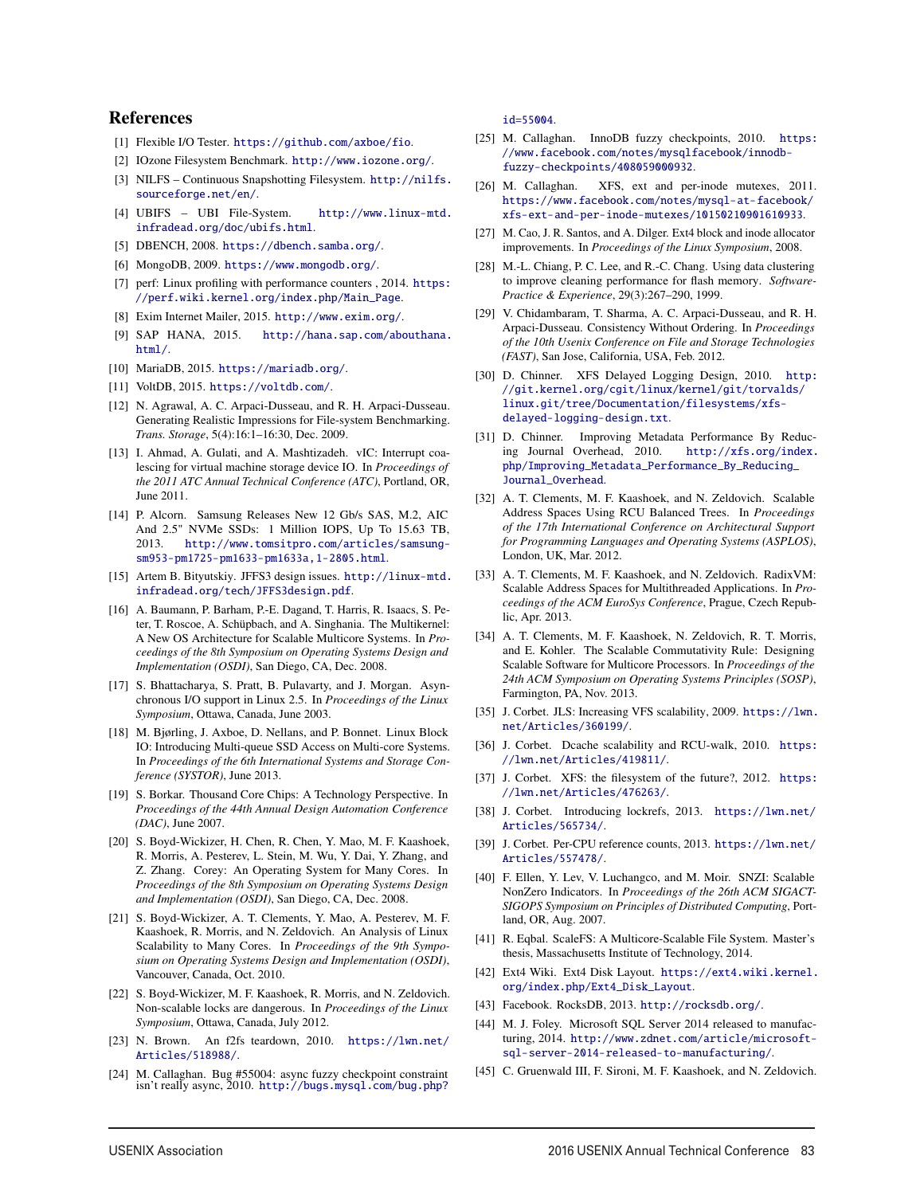## References

[1] Flexible I/O Tester. https://github.com/axboe/fio.

[2] IOzone Filesystem Benchmark. http://www.iozone.org/.

[3] NILFS – Continuous Snapshotting Filesystem. http://nilfs.sourceforge.net/en/.

[4] UBIFS – UBI File-System. http://www.linux-mtd.infradead.org/doc/ubifs.html.

[5] DBENCH, 2008. https://dbench.samba.org/.

[6] MongoDB, 2009. https://www.mongodb.org/.

[7] perf: Linux profiling with performance counters , 2014. https://perf.wiki.kernel.org/index.php/Main_Page.

[8] Exim Internet Mailer, 2015. http://www.exim.org/.

[9] SAP HANA, 2015. http://hana.sap.com/abouthana.html/.

[10] MariaDB, 2015. https://mariadb.org/.

[11] VoltDB, 2015. https://voltdb.com/.

[12] N. Agrawal, A. C. Arpaci-Dusseau, and R. H. Arpaci-Dusseau. Generating Realistic Impressions for File-system Benchmarking. *Trans. Storage*, 5(4):16:1–16:30, Dec. 2009.

[13] I. Ahmad, A. Gulati, and A. Mashtizadeh. vIC: Interrupt coalescing for virtual machine storage device IO. In *Proceedings of the 2011 ATC Annual Technical Conference (ATC)*, Portland, OR, June 2011.

[14] P. Alcorn. Samsung Releases New 12 Gb/s SAS, M.2, AIC And 2.5" NVMe SSDs: 1 Million IOPS, Up To 15.63 TB, 2013. http://www.tomsitpro.com/articles/samsung-sm953-pm1725-pm1633-pm1633a,1-2805.html.

[15] Artem B. Bityutskiy. JFFS3 design issues. http://linux-mtd.infradead.org/tech/JFFS3design.pdf.

[16] A. Baumann, P. Barham, P.-E. Dagand, T. Harris, R. Isaacs, S. Peter, T. Roscoe, A. Schüpbach, and A. Singhania. The Multikernel: A New OS Architecture for Scalable Multicore Systems. In *Proceedings of the 8th Symposium on Operating Systems Design and Implementation (OSDI)*, San Diego, CA, Dec. 2008.

[17] S. Bhattacharya, S. Pratt, B. Pulavarty, and J. Morgan. Asynchronous I/O support in Linux 2.5. In *Proceedings of the Linux Symposium*, Ottawa, Canada, June 2003.

[18] M. Bjørling, J. Axboe, D. Nellans, and P. Bonnet. Linux Block IO: Introducing Multi-queue SSD Access on Multi-core Systems. In *Proceedings of the 6th International Systems and Storage Conference (SYSTOR)*, June 2013.

[19] S. Borkar. Thousand Core Chips: A Technology Perspective. In *Proceedings of the 44th Annual Design Automation Conference (DAC)*, June 2007.

[20] S. Boyd-Wickizer, H. Chen, R. Chen, Y. Mao, M. F. Kaashoek, R. Morris, A. Pesterev, L. Stein, M. Wu, Y. Dai, Y. Zhang, and Z. Zhang. Corey: An Operating System for Many Cores. In *Proceedings of the 8th Symposium on Operating Systems Design and Implementation (OSDI)*, San Diego, CA, Dec. 2008.

[21] S. Boyd-Wickizer, A. T. Clements, Y. Mao, A. Pesterev, M. F. Kaashoek, R. Morris, and N. Zeldovich. An Analysis of Linux Scalability to Many Cores. In *Proceedings of the 9th Symposium on Operating Systems Design and Implementation (OSDI)*, Vancouver, Canada, Oct. 2010.

[22] S. Boyd-Wickizer, M. F. Kaashoek, R. Morris, and N. Zeldovich. Non-scalable locks are dangerous. In *Proceedings of the Linux Symposium*, Ottawa, Canada, July 2012.

[23] N. Brown. An f2fs teardown, 2010. https://lwn.net/Articles/518988/.

[24] M. Callaghan. Bug #55004: async fuzzy checkpoint constraint isn't really async, 2010. http://bugs.mysql.com/bug.php?id=55004.

[25] M. Callaghan. InnoDB fuzzy checkpoints, 2010. https://www.facebook.com/notes/mysqlfacebook/innodb-fuzzy-checkpoints/408059000932.

[26] M. Callaghan. XFS, ext and per-inode mutexes, 2011. https://www.facebook.com/notes/mysql-at-facebook/xfs-ext-and-per-inode-mutexes/10150210901610933.

[27] M. Cao, J. R. Santos, and A. Dilger. Ext4 block and inode allocator improvements. In *Proceedings of the Linux Symposium*, 2008.

[28] M.-L. Chiang, P. C. Lee, and R.-C. Chang. Using data clustering to improve cleaning performance for flash memory. *Software-Practice & Experience*, 29(3):267–290, 1999.

[29] V. Chidambaram, T. Sharma, A. C. Arpaci-Dusseau, and R. H. Arpaci-Dusseau. Consistency Without Ordering. In *Proceedings of the 10th Usenix Conference on File and Storage Technologies (FAST)*, San Jose, California, USA, Feb. 2012.

[30] D. Chinner. XFS Delayed Logging Design, 2010. http://git.kernel.org/cgit/linux/kernel/git/torvalds/linux.git/tree/Documentation/filesystems/xfs-delayed-logging-design.txt.

[31] D. Chinner. Improving Metadata Performance By Reducing Journal Overhead, 2010. http://xfs.org/index.php/Improving_Metadata_Performance_By_Reducing_Journal_Overhead.

[32] A. T. Clements, M. F. Kaashoek, and N. Zeldovich. Scalable Address Spaces Using RCU Balanced Trees. In *Proceedings of the 17th International Conference on Architectural Support for Programming Languages and Operating Systems (ASPLOS)*, London, UK, Mar. 2012.

[33] A. T. Clements, M. F. Kaashoek, and N. Zeldovich. RadixVM: Scalable Address Spaces for Multithreaded Applications. In *Proceedings of the ACM EuroSys Conference*, Prague, Czech Republic, Apr. 2013.

[34] A. T. Clements, M. F. Kaashoek, N. Zeldovich, R. T. Morris, and E. Kohler. The Scalable Commutativity Rule: Designing Scalable Software for Multicore Processors. In *Proceedings of the 24th ACM Symposium on Operating Systems Principles (SOSP)*, Farmington, PA, Nov. 2013.

[35] J. Corbet. JLS: Increasing VFS scalability, 2009. https://lwn.net/Articles/360199/.

[36] J. Corbet. Dcache scalability and RCU-walk, 2010. https://lwn.net/Articles/419811/.

[37] J. Corbet. XFS: the filesystem of the future?, 2012. https://lwn.net/Articles/476263/.

[38] J. Corbet. Introducing lockrefs, 2013. https://lwn.net/Articles/565734/.

[39] J. Corbet. Per-CPU reference counts, 2013. https://lwn.net/Articles/557478/.

[40] F. Ellen, Y. Lev, V. Luchangco, and M. Moir. SNZI: Scalable NonZero Indicators. In *Proceedings of the 26th ACM SIGACT-SIGOPS Symposium on Principles of Distributed Computing*, Portland, OR, Aug. 2007.

[41] R. Eqbal. ScaleFS: A Multicore-Scalable File System. Master's thesis, Massachusetts Institute of Technology, 2014.

[42] Ext4 Wiki. Ext4 Disk Layout. https://ext4.wiki.kernel.org/index.php/Ext4_Disk_Layout.

[43] Facebook. RocksDB, 2013. http://rocksdb.org/.

[44] M. J. Foley. Microsoft SQL Server 2014 released to manufacturing, 2014. http://www.zdnet.com/article/microsoft-sql-server-2014-released-to-manufacturing/.

[45] C. Gruenwald III, F. Sironi, M. F. Kaashoek, and N. Zeldovich.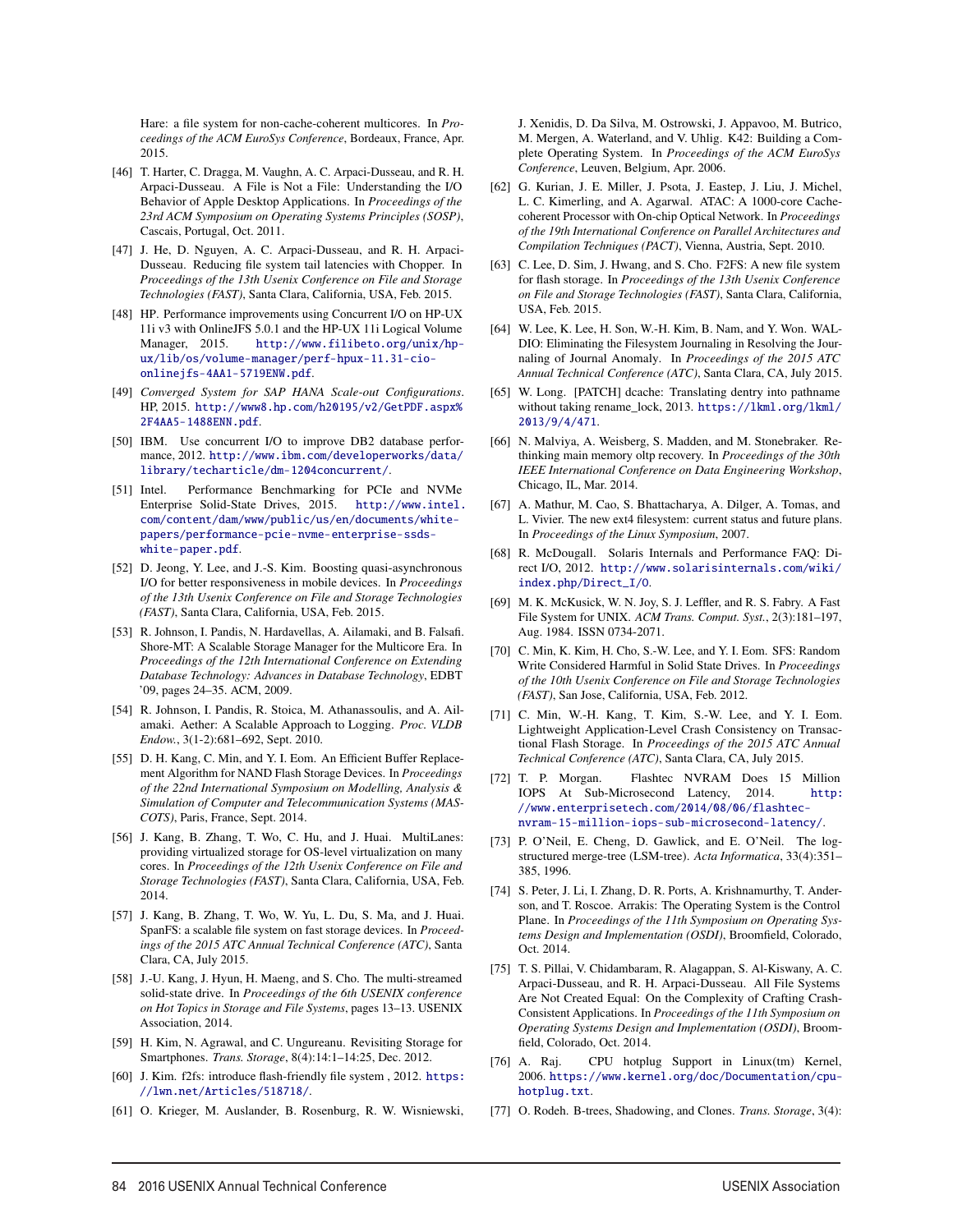Hare: a file system for non-cache-coherent multicores. In *Proceedings of the ACM EuroSys Conference*, Bordeaux, France, Apr. 2015.

[46] T. Harter, C. Dragga, M. Vaughn, A. C. Arpaci-Dusseau, and R. H. Arpaci-Dusseau. A File is Not a File: Understanding the I/O Behavior of Apple Desktop Applications. In *Proceedings of the 23rd ACM Symposium on Operating Systems Principles (SOSP)*, Cascais, Portugal, Oct. 2011.

[47] J. He, D. Nguyen, A. C. Arpaci-Dusseau, and R. H. Arpaci-Dusseau. Reducing file system tail latencies with Chopper. In *Proceedings of the 13th Usenix Conference on File and Storage Technologies (FAST)*, Santa Clara, California, USA, Feb. 2015.

[48] HP. Performance improvements using Concurrent I/O on HP-UX 11i v3 with OnlineJFS 5.0.1 and the HP-UX 11i Logical Volume Manager, 2015. http://www.filibeto.org/unix/hp-ux/lib/os/volume-manager/perf-hpux-11.31-cio-onlinejfs-4AA1-5719ENW.pdf.

[49] *Converged System for SAP HANA Scale-out Configurations*. HP, 2015. http://www8.hp.com/h20195/v2/GetPDF.aspx%2F4AA5-1488ENN.pdf.

[50] IBM. Use concurrent I/O to improve DB2 database performance, 2012. http://www.ibm.com/developerworks/data/library/techarticle/dm-1204concurrent/.

[51] Intel. Performance Benchmarking for PCIe and NVMe Enterprise Solid-State Drives, 2015. http://www.intel.com/content/dam/www/public/us/en/documents/white-papers/performance-pcie-nvme-enterprise-ssds-white-paper.pdf.

[52] D. Jeong, Y. Lee, and J.-S. Kim. Boosting quasi-asynchronous I/O for better responsiveness in mobile devices. In *Proceedings of the 13th Usenix Conference on File and Storage Technologies (FAST)*, Santa Clara, California, USA, Feb. 2015.

[53] R. Johnson, I. Pandis, N. Hardavellas, A. Ailamaki, and B. Falsafi. Shore-MT: A Scalable Storage Manager for the Multicore Era. In *Proceedings of the 12th International Conference on Extending Database Technology: Advances in Database Technology*, EDBT '09, pages 24–35. ACM, 2009.

[54] R. Johnson, I. Pandis, R. Stoica, M. Athanassoulis, and A. Ailamaki. Aether: A Scalable Approach to Logging. *Proc. VLDB Endow.*, 3(1-2):681–692, Sept. 2010.

[55] D. H. Kang, C. Min, and Y. I. Eom. An Efficient Buffer Replacement Algorithm for NAND Flash Storage Devices. In *Proceedings of the 22nd International Symposium on Modelling, Analysis & Simulation of Computer and Telecommunication Systems (MASCOTS)*, Paris, France, Sept. 2014.

[56] J. Kang, B. Zhang, T. Wo, C. Hu, and J. Huai. MultiLanes: providing virtualized storage for OS-level virtualization on many cores. In *Proceedings of the 12th Usenix Conference on File and Storage Technologies (FAST)*, Santa Clara, California, USA, Feb. 2014.

[57] J. Kang, B. Zhang, T. Wo, W. Yu, L. Du, S. Ma, and J. Huai. SpanFS: a scalable file system on fast storage devices. In *Proceedings of the 2015 ATC Annual Technical Conference (ATC)*, Santa Clara, CA, July 2015.

[58] J.-U. Kang, J. Hyun, H. Maeng, and S. Cho. The multi-streamed solid-state drive. In *Proceedings of the 6th USENIX conference on Hot Topics in Storage and File Systems*, pages 13–13. USENIX Association, 2014.

[59] H. Kim, N. Agrawal, and C. Ungureanu. Revisiting Storage for Smartphones. *Trans. Storage*, 8(4):14:1–14:25, Dec. 2012.

[60] J. Kim. f2fs: introduce flash-friendly file system , 2012. https://lwn.net/Articles/518718/.

[61] O. Krieger, M. Auslander, B. Rosenburg, R. W. Wisniewski, J. Xenidis, D. Da Silva, M. Ostrowski, J. Appavoo, M. Butrico, M. Mergen, A. Waterland, and V. Uhlig. K42: Building a Complete Operating System. In *Proceedings of the ACM EuroSys Conference*, Leuven, Belgium, Apr. 2006.

[62] G. Kurian, J. E. Miller, J. Psota, J. Eastep, J. Liu, J. Michel, L. C. Kimerling, and A. Agarwal. ATAC: A 1000-core Cache-coherent Processor with On-chip Optical Network. In *Proceedings of the 19th International Conference on Parallel Architectures and Compilation Techniques (PACT)*, Vienna, Austria, Sept. 2010.

[63] C. Lee, D. Sim, J. Hwang, and S. Cho. F2FS: A new file system for flash storage. In *Proceedings of the 13th Usenix Conference on File and Storage Technologies (FAST)*, Santa Clara, California, USA, Feb. 2015.

[64] W. Lee, K. Lee, H. Son, W.-H. Kim, B. Nam, and Y. Won. WALDIO: Eliminating the Filesystem Journaling in Resolving the Journaling of Journal Anomaly. In *Proceedings of the 2015 ATC Annual Technical Conference (ATC)*, Santa Clara, CA, July 2015.

[65] W. Long. [PATCH] dcache: Translating dentry into pathname without taking rename_lock, 2013. https://lkml.org/lkml/2013/9/4/471.

[66] N. Malviya, A. Weisberg, S. Madden, and M. Stonebraker. Rethinking main memory oltp recovery. In *Proceedings of the 30th IEEE International Conference on Data Engineering Workshop*, Chicago, IL, Mar. 2014.

[67] A. Mathur, M. Cao, S. Bhattacharya, A. Dilger, A. Tomas, and L. Vivier. The new ext4 filesystem: current status and future plans. In *Proceedings of the Linux Symposium*, 2007.

[68] R. McDougall. Solaris Internals and Performance FAQ: Direct I/O, 2012. http://www.solarisinternals.com/wiki/index.php/Direct_I/O.

[69] M. K. McKusick, W. N. Joy, S. J. Leffler, and R. S. Fabry. A Fast File System for UNIX. *ACM Trans. Comput. Syst.*, 2(3):181–197, Aug. 1984. ISSN 0734-2071.

[70] C. Min, K. Kim, H. Cho, S.-W. Lee, and Y. I. Eom. SFS: Random Write Considered Harmful in Solid State Drives. In *Proceedings of the 10th Usenix Conference on File and Storage Technologies (FAST)*, San Jose, California, USA, Feb. 2012.

[71] C. Min, W.-H. Kang, T. Kim, S.-W. Lee, and Y. I. Eom. Lightweight Application-Level Crash Consistency on Transactional Flash Storage. In *Proceedings of the 2015 ATC Annual Technical Conference (ATC)*, Santa Clara, CA, July 2015.

[72] T. P. Morgan. Flashtec NVRAM Does 15 Million IOPS At Sub-Microsecond Latency, 2014. http://www.enterprisetech.com/2014/08/06/flashtec-nvram-15-million-iops-sub-microsecond-latency/.

[73] P. O'Neil, E. Cheng, D. Gawlick, and E. O'Neil. The log-structured merge-tree (LSM-tree). *Acta Informatica*, 33(4):351–385, 1996.

[74] S. Peter, J. Li, I. Zhang, D. R. Ports, A. Krishnamurthy, T. Anderson, and T. Roscoe. Arrakis: The Operating System is the Control Plane. In *Proceedings of the 11th Symposium on Operating Systems Design and Implementation (OSDI)*, Broomfield, Colorado, Oct. 2014.

[75] T. S. Pillai, V. Chidambaram, R. Alagappan, S. Al-Kiswany, A. C. Arpaci-Dusseau, and R. H. Arpaci-Dusseau. All File Systems Are Not Created Equal: On the Complexity of Crafting Crash-Consistent Applications. In *Proceedings of the 11th Symposium on Operating Systems Design and Implementation (OSDI)*, Broomfield, Colorado, Oct. 2014.

[76] A. Raj. CPU hotplug Support in Linux(tm) Kernel, 2006. https://www.kernel.org/doc/Documentation/cpu-hotplug.txt.

[77] O. Rodeh. B-trees, Shadowing, and Clones. *Trans. Storage*, 3(4):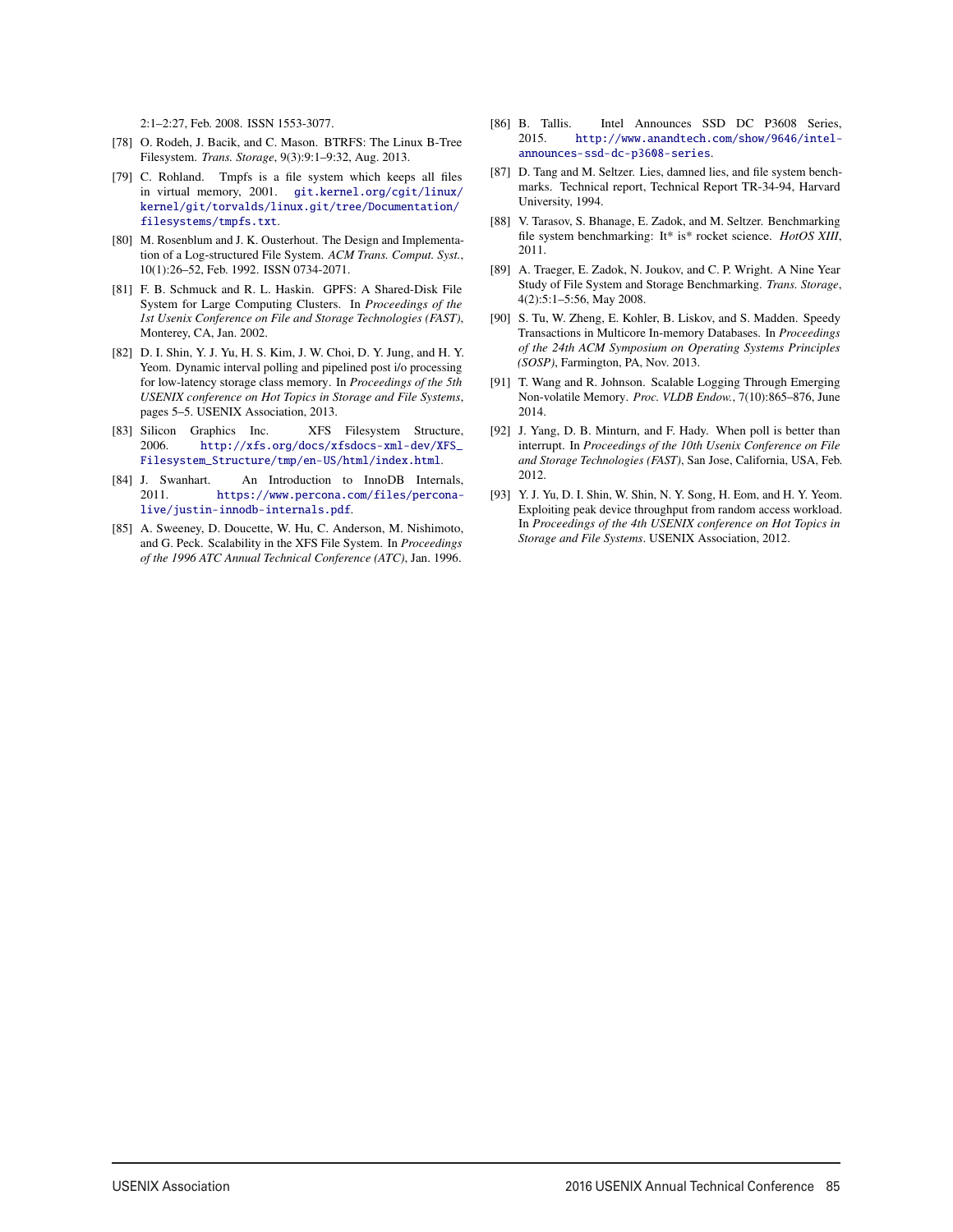2:1–2:27, Feb. 2008. ISSN 1553-3077.

[78] O. Rodeh, J. Bacik, and C. Mason. BTRFS: The Linux B-Tree Filesystem. *Trans. Storage*, 9(3):9:1–9:32, Aug. 2013.

[79] C. Rohland. Tmpfs is a file system which keeps all files in virtual memory, 2001. git.kernel.org/cgit/linux/kernel/git/torvalds/linux.git/tree/Documentation/filesystems/tmpfs.txt.

[80] M. Rosenblum and J. K. Ousterhout. The Design and Implementation of a Log-structured File System. *ACM Trans. Comput. Syst.*, 10(1):26–52, Feb. 1992. ISSN 0734-2071.

[81] F. B. Schmuck and R. L. Haskin. GPFS: A Shared-Disk File System for Large Computing Clusters. In *Proceedings of the 1st Usenix Conference on File and Storage Technologies (FAST)*, Monterey, CA, Jan. 2002.

[82] D. I. Shin, Y. J. Yu, H. S. Kim, J. W. Choi, D. Y. Jung, and H. Y. Yeom. Dynamic interval polling and pipelined post i/o processing for low-latency storage class memory. In *Proceedings of the 5th USENIX conference on Hot Topics in Storage and File Systems*, pages 5–5. USENIX Association, 2013.

[83] Silicon Graphics Inc. XFS Filesystem Structure, 2006. http://xfs.org/docs/xfsdocs-xml-dev/XFS_Filesystem_Structure/tmp/en-US/html/index.html.

[84] J. Swanhart. An Introduction to InnoDB Internals, 2011. https://www.percona.com/files/percona-live/justin-innodb-internals.pdf.

[85] A. Sweeney, D. Doucette, W. Hu, C. Anderson, M. Nishimoto, and G. Peck. Scalability in the XFS File System. In *Proceedings of the 1996 ATC Annual Technical Conference (ATC)*, Jan. 1996.

[86] B. Tallis. Intel Announces SSD DC P3608 Series, 2015. http://www.anandtech.com/show/9646/intel-announces-ssd-dc-p3608-series.

[87] D. Tang and M. Seltzer. Lies, damned lies, and file system benchmarks. Technical report, Technical Report TR-34-94, Harvard University, 1994.

[88] V. Tarasov, S. Bhanage, E. Zadok, and M. Seltzer. Benchmarking file system benchmarking: It* is* rocket science. *HotOS XIII*, 2011.

[89] A. Traeger, E. Zadok, N. Joukov, and C. P. Wright. A Nine Year Study of File System and Storage Benchmarking. *Trans. Storage*, 4(2):5:1–5:56, May 2008.

[90] S. Tu, W. Zheng, E. Kohler, B. Liskov, and S. Madden. Speedy Transactions in Multicore In-memory Databases. In *Proceedings of the 24th ACM Symposium on Operating Systems Principles (SOSP)*, Farmington, PA, Nov. 2013.

[91] T. Wang and R. Johnson. Scalable Logging Through Emerging Non-volatile Memory. *Proc. VLDB Endow.*, 7(10):865–876, June 2014.

[92] J. Yang, D. B. Minturn, and F. Hady. When poll is better than interrupt. In *Proceedings of the 10th Usenix Conference on File and Storage Technologies (FAST)*, San Jose, California, USA, Feb. 2012.

[93] Y. J. Yu, D. I. Shin, W. Shin, N. Y. Song, H. Eom, and H. Y. Yeom. Exploiting peak device throughput from random access workload. In *Proceedings of the 4th USENIX conference on Hot Topics in Storage and File Systems*. USENIX Association, 2012.